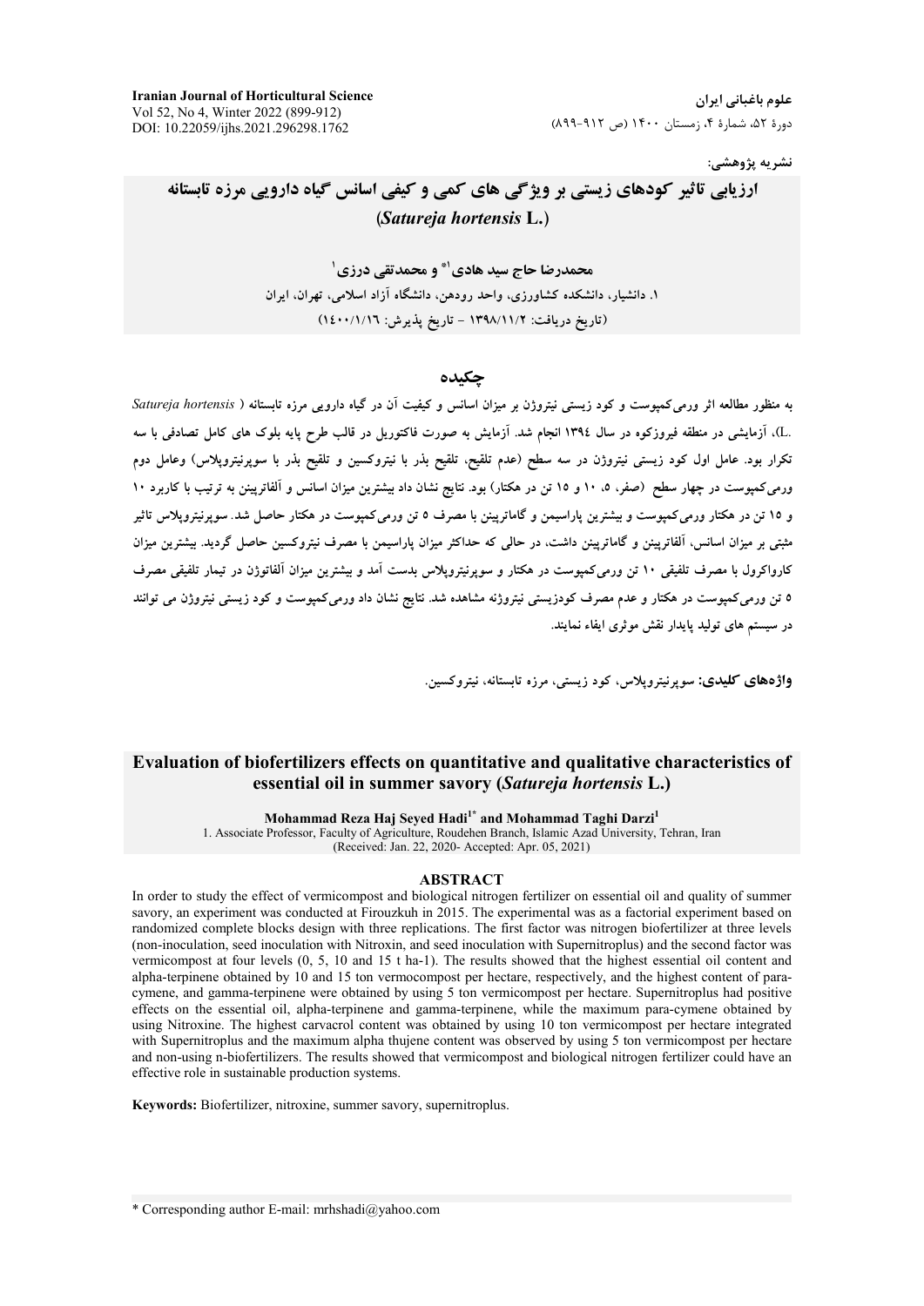نشریه پژوهشی:

# ارزیابی تاثیر کودهای زیستی بر ویژگی های کمی و کیفی اسانس گیاه دارویی مرزه تابستانه (*Satureja hortensis* L.)

**محمدرضا حاج سید هادی[1]* و محمدتقی درزی[1]**

۱. دانشیار، دانشکده کشاورزی، واحد رودهن، دانشگاه آزاد اسلامی، تهران، ایران

(تاریخ دریافت: ۱۳۹۸/۱۱/۲ - تاریخ پذیرش: ۱۴۰۰/۱/۱۶)

## چکیده

به منظور مطالعه اثر ورمی‌کمپوست و کود زیستی نیتروژن بر میزان اسانس و کیفیت آن در گیاه دارویی مرزه تابستانه (*Satureja hortensis* L.)، آزمایشی در منطقه فیروزکوه در سال ۱۳۹۴ انجام شد. آزمایش به صورت فاکتوریل در قالب طرح پایه بلوک های کامل تصادفی با سه تکرار بود. عامل اول کود زیستی نیتروژن در سه سطح (عدم تلقیح، تلقیح بذر با نیتروکسین و تلقیح بذر با سوپرنیتروپلاس) وعامل دوم ورمی‌کمپوست در چهار سطح (صفر، ۵، ۱۰ و ۱۵ تن در هکتار) بود. نتایج نشان داد بیشترین میزان اسانس و آلفاترپینن به ترتیب با کاربرد ۱۰ و ۱۵ تن در هکتار ورمی‌کمپوست و بیشترین پاراسیمن و گاماترپینن با مصرف ۵ تن ورمی‌کمپوست در هکتار حاصل شد. سوپرنیتروپلاس تاثیر مثبتی بر میزان اسانس، آلفاترپینن و گاماترپینن داشت، در حالی که حداکثر میزان پاراسیمن با مصرف نیتروکسین حاصل گردید. بیشترین میزان کارواکرول با مصرف تلفیقی ۱۰ تن ورمی‌کمپوست در هکتار و سوپرنیتروپلاس بدست آمد و بیشترین میزان آلفاتوژن در تیمار تلفیقی مصرف ۵ تن ورمی‌کمپوست در هکتار و عدم مصرف کودزیستی نیتروژنه مشاهده شد. نتایج نشان داد ورمی‌کمپوست و کود زیستی نیتروژن می توانند در سیستم های تولید پایدار نقش موثری ایفاء نمایند.

**واژه‌های کلیدی:** سوپرنیتروپلاس، کود زیستی، مرزه تابستانه، نیتروکسین.

# Evaluation of biofertilizers effects on quantitative and qualitative characteristics of essential oil in summer savory (*Satureja hortensis* L.)

**Mohammad Reza Haj Seyed Hadi[1]* and Mohammad Taghi Darzi[1]**

1. Associate Professor, Faculty of Agriculture, Roudehen Branch, Islamic Azad University, Tehran, Iran

(Received: Jan. 22, 2020- Accepted: Apr. 05, 2021)

## ABSTRACT

In order to study the effect of vermicompost and biological nitrogen fertilizer on essential oil and quality of summer savory, an experiment was conducted at Firouzkuh in 2015. The experimental was as a factorial experiment based on randomized complete blocks design with three replications. The first factor was nitrogen biofertilizer at three levels (non-inoculation, seed inoculation with Nitroxin, and seed inoculation with Supernitroplus) and the second factor was vermicompost at four levels (0, 5, 10 and 15 t ha-1). The results showed that the highest essential oil content and alpha-terpinene obtained by 10 and 15 ton vermocompost per hectare, respectively, and the highest content of para-cymene, and gamma-terpinene were obtained by using 5 ton vermicompost per hectare. Supernitroplus had positive effects on the essential oil, alpha-terpinene and gamma-terpinene, while the maximum para-cymene obtained by using Nitroxine. The highest carvacrol content was obtained by using 10 ton vermicompost per hectare integrated with Supernitroplus and the maximum alpha thujene content was observed by using 5 ton vermicompost per hectare and non-using n-biofertilizers. The results showed that vermicompost and biological nitrogen fertilizer could have an effective role in sustainable production systems.

**Keywords:** Biofertilizer, nitroxine, summer savory, supernitroplus.

* Corresponding author E-mail: mrhshadi@yahoo.com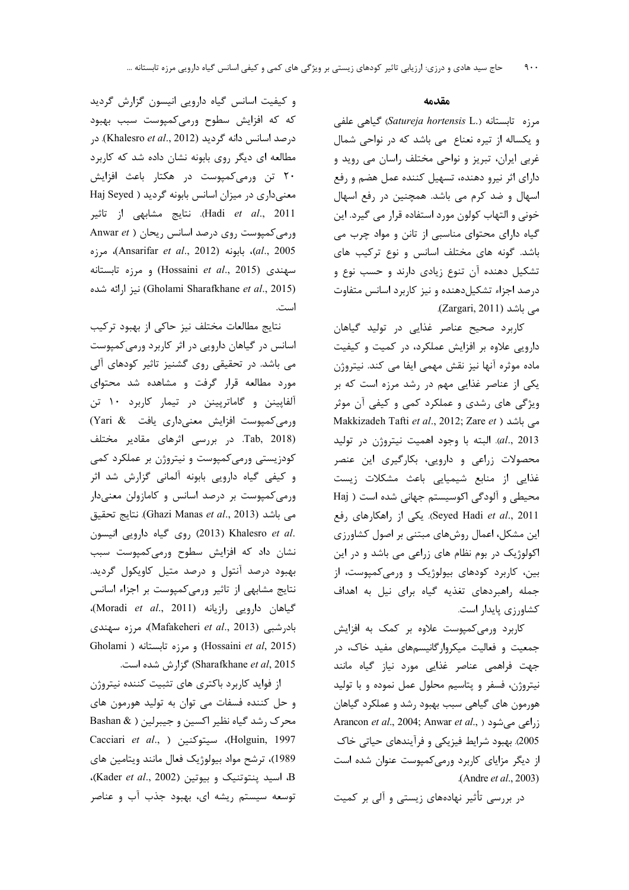## مقدمه

مرزه تابستانه (*Satureja hortensis* L.) گیاهی علفی و یکساله از تیره نعناع می باشد که در نواحی شمال غربی ایران، تبریز و نواحی مختلف راسان می روید و دارای اثر نیرو دهنده، تسهیل کننده عمل هضم و رفع اسهال و ضد کرم می باشد. همچنین در رفع اسهال خونی و التهاب کولون مورد استفاده قرار می گیرد. این گیاه دارای محتوای مناسبی از تانن و مواد چرب می باشد. گونه های مختلف اسانس و نوع ترکیب های تشکیل دهنده آن تنوع زیادی دارند و حسب نوع و درصد اجزاء تشکیل‌دهنده و نیز کاربرد اسانس متفاوت می باشد (Zargari, 2011).

کاربرد صحیح عناصر غذایی در تولید گیاهان دارویی علاوه بر افزایش عملکرد، در کمیت و کیفیت ماده موثره آنها نیز نقش مهمی ایفا می کند. نیتروژن یکی از عناصر غذایی مهم در رشد مرزه است که بر ویژگی های رشدی و عملکرد کمی و کیفی آن موثر می باشد (Makkizadeh Tafti *et al*., 2012; Zare *et al*., 2013). البته با وجود اهمیت نیتروژن در تولید محصولات زراعی و دارویی، بکارگیری این عنصر غذایی از منابع شیمیایی باعث مشکلات زیست محیطی و آلودگی اکوسیستم جهانی شده است (Haj Seyed Hadi *et al*., 2011). یکی از راهکارهای رفع این مشکل، اعمال روش‌های مبتنی بر اصول کشاورزی اکولوژیک در بوم نظام های زراعی می باشد و در این بین، کاربرد کودهای بیولوژیک و ورمی‌کمپوست، از جمله راهبردهای تغذیه گیاه برای نیل به اهداف کشاورزی پایدار است.

کاربرد ورمی‌کمپوست علاوه بر کمک به افزایش جمعیت و فعالیت میکروارگانیسم‌های مفید خاک، در جهت فراهمی عناصر غذایی مورد نیاز گیاه مانند نیتروژن، فسفر و پتاسیم محلول عمل نموده و با تولید هورمون های گیاهی سبب بهبود رشد و عملکرد گیاهان زراعی می‌شود (Arancon *et al*., 2004; Anwar *et al*., 2005). بهبود شرایط فیزیکی و فرآیندهای حیاتی خاک از دیگر مزایای کاربرد ورمی‌کمپوست عنوان شده است (Andre *et al*., 2003).

در بررسی تأثیر نهاده‌های زیستی و آلی بر کمیت و کیفیت اسانس گیاه دارویی انیسون گزارش گردید که که افزایش سطوح ورمی‌کمپوست سبب بهبود درصد اسانس دانه گردید (Khalesro *et al*., 2012). در مطالعه ای دیگر روی بابونه نشان داده شد که کاربرد ۲۰ تن ورمی‌کمپوست در هکتار باعث افزایش معنی‌داری در میزان اسانس بابونه گردید (Haj Seyed Hadi *et al*., 2011). نتایج مشابهی از تاثیر ورمی‌کمپوست روی درصد اسانس ریحان (Anwar *et al*., 2005)، بابونه (Ansarifar *et al*., 2012)، مرزه سهندی (Hossaini *et al*., 2015) و مرزه تابستانه (Gholami Sharafkhane *et al*., 2015) نیز ارائه شده است.

نتایج مطالعات مختلف نیز حاکی از بهبود ترکیب اسانس در گیاهان دارویی در اثر کاربرد ورمی‌کمپوست می باشد. در تحقیقی روی گشنیز تاثیر کودهای آلی مورد مطالعه قرار گرفت و مشاهده شد محتوای آلفاپینن و گاماترپینن در تیمار کاربرد ۱۰ تن ورمی‌کمپوست افزایش معنی‌داری یافت (Yari & Tab, 2018). در بررسی اثرهای مقادیر مختلف کودزیستی ورمی‌کمپوست و نیتروژن بر عملکرد کمی و کیفی گیاه دارویی بابونه آلمانی گزارش شد اثر ورمی‌کمپوست بر درصد اسانس و کامازولن معنی‌دار می باشد (Ghazi Manas *et al*., 2013). نتایج تحقیق Khalesro *et al*. (2013) روی گیاه دارویی انیسون نشان داد که افزایش سطوح ورمی‌کمپوست سبب بهبود درصد آنتول و درصد متیل کاویکول گردید. نتایج مشابهی از تاثیر ورمی‌کمپوست بر اجزاء اسانس گیاهان دارویی رازیانه (Moradi *et al*., 2011)، بادرشبی (Mafakeheri *et al*., 2013)، مرزه سهندی (Hossaini *et al*, 2015) و مرزه تابستانه (Gholami Sharafkhane *et al*, 2015) گزارش شده است.

از فواید کاربرد باکتری های تثبیت کننده نیتروژن و حل کننده فسفات می توان به تولید هورمون های محرک رشد گیاه نظیر اکسین و جیبرلین (Bashan & Holguin, 1997)، سیتوکنین (Cacciari *et al*., 1989)، ترشح مواد بیولوژیک فعال مانند ویتامین های B، اسید پنتوتنیک و بیوتین (Kader *et al*., 2002)، توسعه سیستم ریشه ای، بهبود جذب آب و عناصر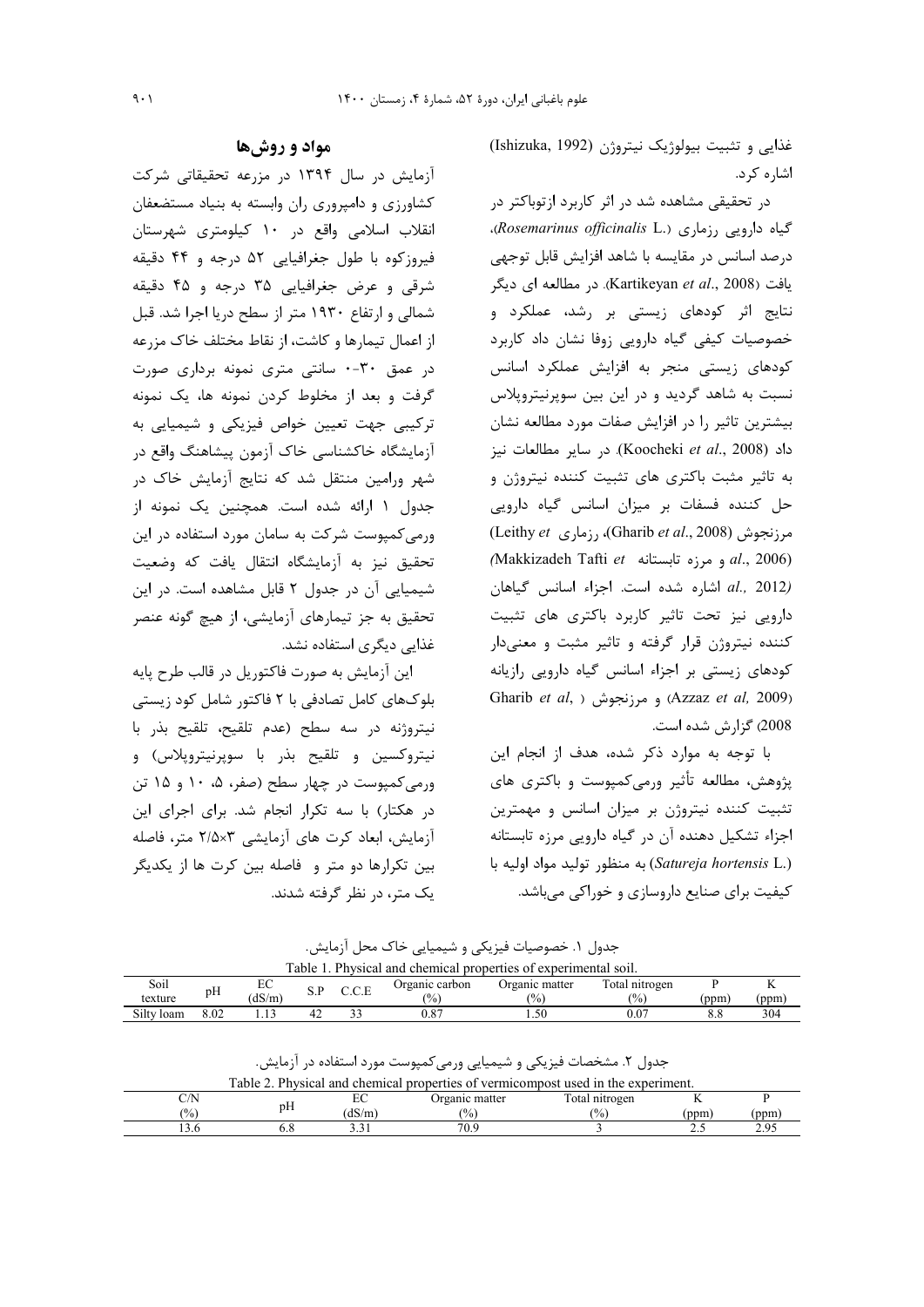غذایی و تثبیت بیولوژیک نیتروژن (Ishizuka, 1992) اشاره کرد.

در تحقیقی مشاهده شد در اثر کاربرد ازتوباکتر در گیاه دارویی رزماری (*Rosemarinus officinalis* L.)، درصد اسانس در مقایسه با شاهد افزایش قابل توجهی یافت (Kartikeyan *et al*., 2008). در مطالعه ای دیگر نتایج اثر کودهای زیستی بر رشد، عملکرد و خصوصیات کیفی گیاه دارویی زوفا نشان داد کاربرد کودهای زیستی منجر به افزایش عملکرد اسانس نسبت به شاهد گردید و در این بین سوپرنیتروپلاس بیشترین تاثیر را در افزایش صفات مورد مطالعه نشان داد (Koocheki *et al*., 2008). در سایر مطالعات نیز به تاثیر مثبت باکتری های تثبیت کننده نیتروژن و حل کننده فسفات بر میزان اسانس گیاه دارویی مرزنجوش (Gharib *et al*., 2008)، رزماری (Leithy *et al*., 2006) و مرزه تابستانه (Makkizadeh Tafti *et al*., 2012) اشاره شده است. اجزاء اسانس گیاهان دارویی نیز تحت تاثیر کاربرد باکتری های تثبیت کننده نیتروژن قرار گرفته و تاثیر مثبت و معنی‌دار کودهای زیستی بر اجزاء اسانس گیاه دارویی رازیانه (Azzaz *et al*, 2009) و مرزنجوش (Gharib *et al*, 2008) گزارش شده است.

با توجه به موارد ذکر شده، هدف از انجام این پژوهش، مطالعه تأثیر ورمی‌کمپوست و باکتری های تثبیت کننده نیتروژن بر میزان اسانس و مهمترین اجزاء تشکیل دهنده آن در گیاه دارویی مرزه تابستانه (*Satureja hortensis* L.) به منظور تولید مواد اولیه با کیفیت برای صنایع داروسازی و خوراکی می‌باشد.

## مواد و روش‌ها

آزمایش در سال ۱۳۹۴ در مزرعه تحقیقاتی شرکت کشاورزی و دامپروری ران وابسته به بنیاد مستضعفان انقلاب اسلامی واقع در ۱۰ کیلومتری شهرستان فیروزکوه با طول جغرافیایی ۵۲ درجه و ۴۴ دقیقه شرقی و عرض جغرافیایی ۳۵ درجه و ۴۵ دقیقه شمالی و ارتفاع ۱۹۳۰ متر از سطح دریا اجرا شد. قبل از اعمال تیمارها و کاشت، از نقاط مختلف خاک مزرعه در عمق ۰-۳۰ سانتی متری نمونه برداری صورت گرفت و بعد از مخلوط کردن نمونه ها، یک نمونه ترکیبی جهت تعیین خواص فیزیکی و شیمیایی به آزمایشگاه خاکشناسی خاک آزمون پیشاهنگ واقع در شهر ورامین منتقل شد که نتایج آزمایش خاک در جدول ۱ ارائه شده است. همچنین یک نمونه از ورمی‌کمپوست شرکت به سامان مورد استفاده در این تحقیق نیز به آزمایشگاه انتقال یافت که وضعیت شیمیایی آن در جدول ۲ قابل مشاهده است. در این تحقیق به جز تیمارهای آزمایشی، از هیچ گونه عنصر غذایی دیگری استفاده نشد.

این آزمایش به صورت فاکتوریل در قالب طرح پایه بلوک‌های کامل تصادفی با ۲ فاکتور شامل کود زیستی نیتروژنه در سه سطح (عدم تلقیح، تلقیح بذر با نیتروکسین و تلقیح بذر با سوپرنیتروپلاس) و ورمی‌کمپوست در چهار سطح (صفر، ۵، ۱۰ و ۱۵ تن در هکتار) با سه تکرار انجام شد. برای اجرای این آزمایش، ابعاد کرت های آزمایشی ۲/۵×۳ متر، فاصله بین تکرارها دو متر و فاصله بین کرت ها از یکدیگر یک متر، در نظر گرفته شدند.

جدول ۱. خصوصیات فیزیکی و شیمیایی خاک محل آزمایش.

Table 1. Physical and chemical properties of experimental soil.

| Soil texture | pH | EC (dS/m) | S.P | C.C.E | Organic carbon (%) | Organic matter (%) | Total nitrogen (%) | P (ppm) | K (ppm) |
|---|---|---|---|---|---|---|---|---|---|
| Silty loam | 8.02 | 1.13 | 42 | 33 | 0.87 | 1.50 | 0.07 | 8.8 | 304 |

جدول ۲. مشخصات فیزیکی و شیمیایی ورمی‌کمپوست مورد استفاده در آزمایش.

Table 2. Physical and chemical properties of vermicompost used in the experiment.

| C/N (%) | pH | EC (dS/m) | Organic matter (%) | Total nitrogen (%) | K (ppm) | P (ppm) |
|---|---|---|---|---|---|---|
| 13.6 | 6.8 | 3.31 | 70.9 | 3 | 2.5 | 2.95 |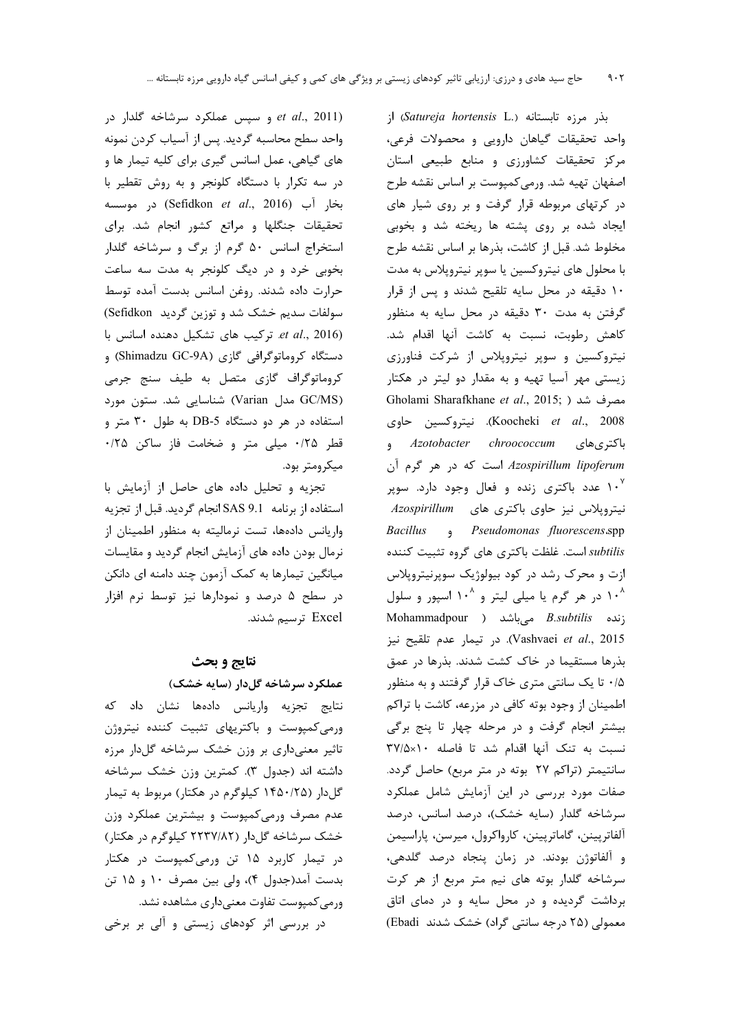بذر مرزه تابستانه (*Satureja hortensis* L.) از واحد تحقیقات گیاهان دارویی و محصولات فرعی، مرکز تحقیقات کشاورزی و منابع طبیعی استان اصفهان تهیه شد. ورمی‌کمپوست بر اساس نقشه طرح در کرتهای مربوطه قرار گرفت و بر روی شیار های ایجاد شده بر روی پشته ها ریخته شد و بخوبی مخلوط شد. قبل از کاشت، بذرها بر اساس نقشه طرح با محلول های نیتروکسین یا سوپر نیتروپلاس به مدت ۱۰ دقیقه در محل سایه تلقیح شدند و پس از قرار گرفتن به مدت ۳۰ دقیقه در محل سایه به منظور کاهش رطوبت، نسبت به کاشت آنها اقدام شد. نیتروکسین و سوپر نیتروپلاس از شرکت فناورزی زیستی مهر آسیا تهیه و به مقدار دو لیتر در هکتار مصرف شد (Gholami Sharafkhane *et al*., 2015; Koocheki *et al*., 2008). نیتروکسین حاوی باکتری‌های *Azotobacter chroococcum* و *Azospirillum lipoferum* است که در هر گرم آن $10^7$ عدد باکتری زنده و فعال وجود دارد. سوپر نیتروپلاس نیز حاوی باکتری های *Azospirillum* و *Pseudomonas fluorescens*.spp *Bacillus subtilis* است. غلظت باکتری های گروه تثبیت کننده ازت و محرک رشد در کود بیولوژیک سوپرنیتروپلاس $10^8$ در هر گرم یا میلی لیتر و $10^8$ اسپور و سلول زنده *B.subtilis* می‌باشد (Mohammadpour Vashvaei *et al*., 2015). در تیمار عدم تلقیح نیز بذرها مستقیما در خاک کشت شدند. بذرها در عمق ۰/۵ تا یک سانتی متری خاک قرار گرفتند و به منظور اطمینان از وجود بوته کافی در مزرعه، کاشت با تراکم بیشتر انجام گرفت و در مرحله چهار تا پنج برگی نسبت به تنک آنها اقدام شد تا فاصله ۱۰×۳۷/۵ سانتیمتر (تراکم ۲۷ بوته در متر مربع) حاصل گردد. صفات مورد بررسی در این آزمایش شامل عملکرد سرشاخه گلدار (سایه خشک)، درصد اسانس، درصد آلفاترپینن، گاماترپینن، کارواکرول، میرسن، پاراسیمن و آلفاتوژن بودند. در زمان پنجاه درصد گلدهی، سرشاخه گلدار بوته های نیم متر مربع از هر کرت برداشت گردیده و در محل سایه و در دمای اتاق معمولی (۲۵ درجه سانتی گراد) خشک شدند (Ebadi *et al*., 2011) و سپس عملکرد سرشاخه گلدار در واحد سطح محاسبه گردید. پس از آسیاب کردن نمونه های گیاهی، عمل اسانس گیری برای کلیه تیمار ها و در سه تکرار با دستگاه کلونجر و به روش تقطیر با بخار آب (Sefidkon *et al*., 2016) در موسسه تحقیقات جنگلها و مراتع کشور انجام شد. برای استخراج اسانس ۵۰ گرم از برگ و سرشاخه گلدار بخوبی خرد و در دیگ کلونجر به مدت سه ساعت حرارت داده شدند. روغن اسانس بدست آمده توسط سولفات سدیم خشک شد و توزین گردید (Sefidkon *et al*., 2016). ترکیب های تشکیل دهنده اسانس با دستگاه کروماتوگرافی گازی (Shimadzu GC-9A) و کروماتوگراف گازی متصل به طیف سنج جرمی (GC/MS) مدل Varian) شناسایی شد. ستون مورد استفاده در هر دو دستگاه DB-5 به طول ۳۰ متر و قطر ۰/۲۵ میلی متر و ضخامت فاز ساکن ۰/۲۵ میکرومتر بود.

تجزیه و تحلیل داده های حاصل از آزمایش با استفاده از برنامه SAS 9.1 انجام گردید. قبل از تجزیه واریانس داده‌ها، تست نرمالیته به منظور اطمینان از نرمال بودن داده های آزمایش انجام گردید و مقایسات میانگین تیمارها به کمک آزمون چند دامنه ای دانکن در سطح ۵ درصد و نمودارها نیز توسط نرم افزار Excel ترسیم شدند.

## نتایج و بحث

### عملکرد سرشاخه گل‌دار (سایه خشک)

نتایج تجزیه واریانس داده‌ها نشان داد که ورمی‌کمپوست و باکتریهای تثبیت کننده نیتروژن تاثیر معنی‌داری بر وزن خشک سرشاخه گل‌دار مرزه داشته اند (جدول ۳). کمترین وزن خشک سرشاخه گل‌دار (۱۴۵۰/۲۵ کیلوگرم در هکتار) مربوط به تیمار عدم مصرف ورمی‌کمپوست و بیشترین عملکرد وزن خشک سرشاخه گل‌دار (۲۲۳۷/۸۲ کیلوگرم در هکتار) در تیمار کاربرد ۱۵ تن ورمی‌کمپوست در هکتار بدست آمد(جدول ۴)، ولی بین مصرف ۱۰ و ۱۵ تن ورمی‌کمپوست تفاوت معنی‌داری مشاهده نشد.

در بررسی اثر کودهای زیستی و آلی بر برخی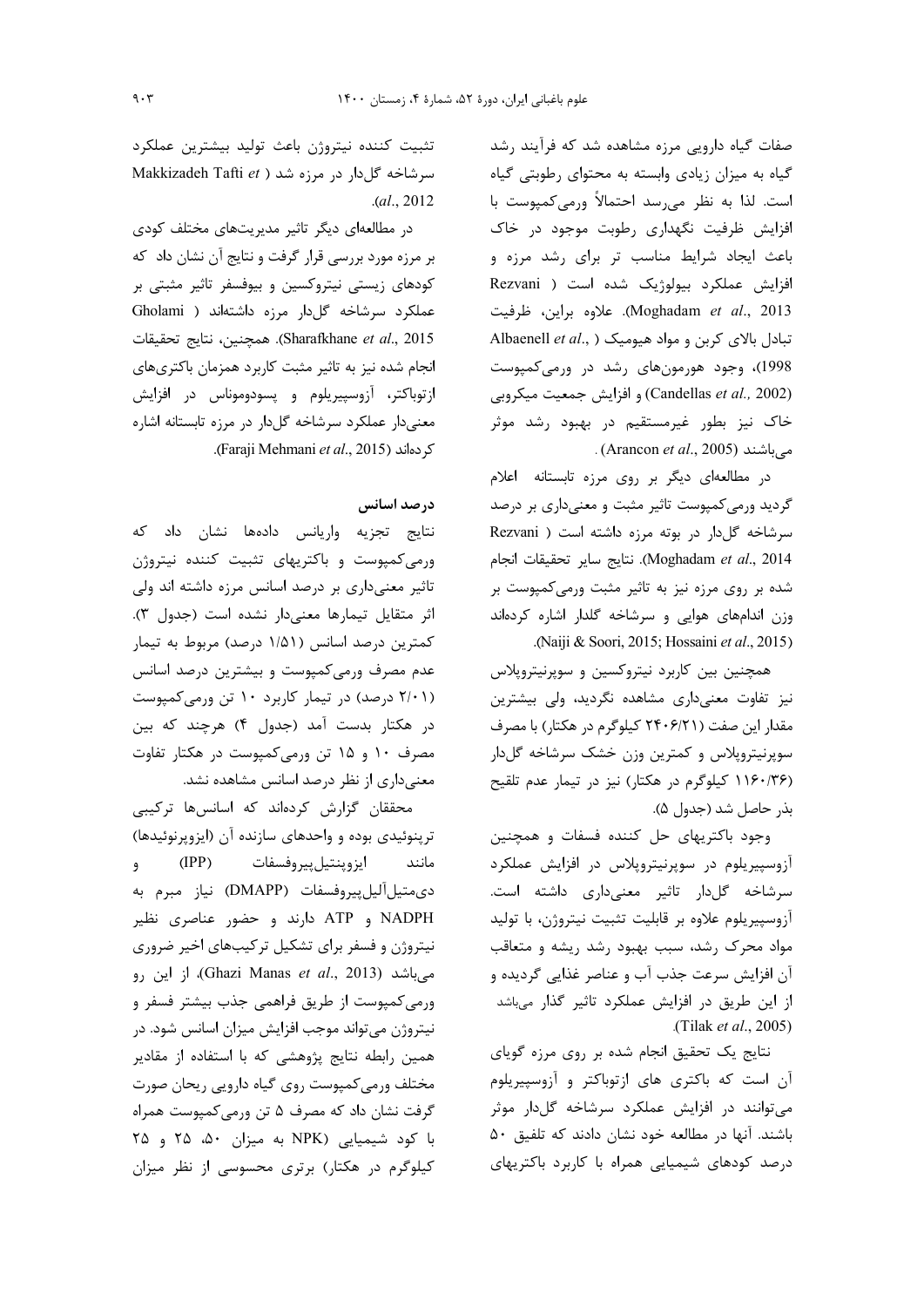صفات گیاه دارویی مرزه مشاهده شد که فرآیند رشد گیاه به میزان زیادی وابسته به محتوای رطوبتی گیاه است. لذا به نظر می‌رسد احتمالاً ورمی‌کمپوست با افزایش ظرفیت نگهداری رطوبت موجود در خاک باعث ایجاد شرایط مناسب تر برای رشد مرزه و افزایش عملکرد بیولوژیک شده است (Rezvani Moghadam *et al*., 2013). علاوه براین، ظرفیت تبادل بالای کربن و مواد هیومیک (Albaenell *et al*., 1998)، وجود هورمون‌های رشد در ورمی‌کمپوست (Candellas *et al.,* 2002) و افزایش جمعیت میکروبی خاک نیز بطور غیرمستقیم در بهبود رشد موثر می‌باشند (Arancon *et al*., 2005).

در مطالعه‌ای دیگر بر روی مرزه تابستانه اعلام گردید ورمی‌کمپوست تاثیر مثبت و معنی‌داری بر درصد سرشاخه گل‌دار در بوته مرزه داشته است (Rezvani Moghadam *et al*., 2014). نتایج سایر تحقیقات انجام شده بر روی مرزه نیز به تاثیر مثبت ورمی‌کمپوست بر وزن اندام‌های هوایی و سرشاخه گلدار اشاره کرده‌اند (Naiji & Soori, 2015; Hossaini *et al*., 2015).

همچنین بین کاربرد نیتروکسین و سوپرنیتروپلاس نیز تفاوت معنی‌داری مشاهده نگردید، ولی بیشترین مقدار این صفت (۲۴۰۶/۲۱ کیلوگرم در هکتار) با مصرف سوپرنیتروپلاس و کمترین وزن خشک سرشاخه گل‌دار (۱۱۶۰/۳۶ کیلوگرم در هکتار) نیز در تیمار عدم تلقیح بذر حاصل شد (جدول ۵).

وجود باکتریهای حل کننده فسفات و همچنین آزوسپیریلوم در سوپرنیتروپلاس در افزایش عملکرد سرشاخه گل‌دار تاثیر معنی‌داری داشته است. آزوسپیریلوم علاوه بر قابلیت تثبیت نیتروژن، با تولید مواد محرک رشد، سبب بهبود رشد ریشه و متعاقب آن افزایش سرعت جذب آب و عناصر غذایی گردیده و از این طریق در افزایش عملکرد تاثیر گذار می‌باشد (Tilak *et al*., 2005).

نتایج یک تحقیق انجام شده بر روی مرزه گویای آن است که باکتری های ازتوباکتر و آزوسپیریلوم می‌توانند در افزایش عملکرد سرشاخه گل‌دار موثر باشند. آنها در مطالعه خود نشان دادند که تلفیق ۵۰ درصد کودهای شیمیایی همراه با کاربرد باکتریهای تثبیت کننده نیتروژن باعث تولید بیشترین عملکرد سرشاخه گل‌دار در مرزه شد (Makkizadeh Tafti *et al*., 2012).

در مطالعه‌ای دیگر تاثیر مدیریت‌های مختلف کودی بر مرزه مورد بررسی قرار گرفت و نتایج آن نشان داد که کودهای زیستی نیتروکسین و بیوفسفر تاثیر مثبتی بر عملکرد سرشاخه گل‌دار مرزه داشته‌اند (Gholami Sharafkhane *et al*., 2015). همچنین، نتایج تحقیقات انجام شده نیز به تاثیر مثبت کاربرد همزمان باکتری‌های ازتوباکتر، آزوسپیریلوم و پسودوموناس در افزایش معنی‌دار عملکرد سرشاخه گل‌دار در مرزه تابستانه اشاره کرده‌اند (Faraji Mehmani *et al*., 2015).

### درصد اسانس

نتایج تجزیه واریانس داده‌ها نشان داد که ورمی‌کمپوست و باکتریهای تثبیت کننده نیتروژن تاثیر معنی‌داری بر درصد اسانس مرزه داشته اند ولی اثر متقابل تیمارها معنی‌دار نشده است (جدول ۳). کمترین درصد اسانس (۱/۵۱ درصد) مربوط به تیمار عدم مصرف ورمی‌کمپوست و بیشترین درصد اسانس (۲/۰۱ درصد) در تیمار کاربرد ۱۰ تن ورمی‌کمپوست در هکتار بدست آمد (جدول ۴) هرچند که بین مصرف ۱۰ و ۱۵ تن ورمی‌کمپوست در هکتار تفاوت معنی‌داری از نظر درصد اسانس مشاهده نشد.

محققان گزارش کرده‌اند که اسانس‌ها ترکیبی ترپنوئیدی بوده و واحدهای سازنده آن (ایزوپرنوئیدها) مانند ایزوپنتیل‌پیروفسفات (IPP) و دی‌متیل‌آلیل‌پیروفسفات (DMAPP) نیاز مبرم به NADPH و ATP دارند و حضور عناصری نظیر نیتروژن و فسفر برای تشکیل ترکیب‌های اخیر ضروری می‌باشد (Ghazi Manas *et al*., 2013). از این رو ورمی‌کمپوست از طریق فراهمی جذب بیشتر فسفر و نیتروژن می‌تواند موجب افزایش میزان اسانس شود. در همین رابطه نتایج پژوهشی که با استفاده از مقادیر مختلف ورمی‌کمپوست روی گیاه دارویی ریحان صورت گرفت نشان داد که مصرف ۵ تن ورمی‌کمپوست همراه با کود شیمیایی (NPK به میزان ۵۰، ۲۵ و ۲۵ کیلوگرم در هکتار) برتری محسوسی از نظر میزان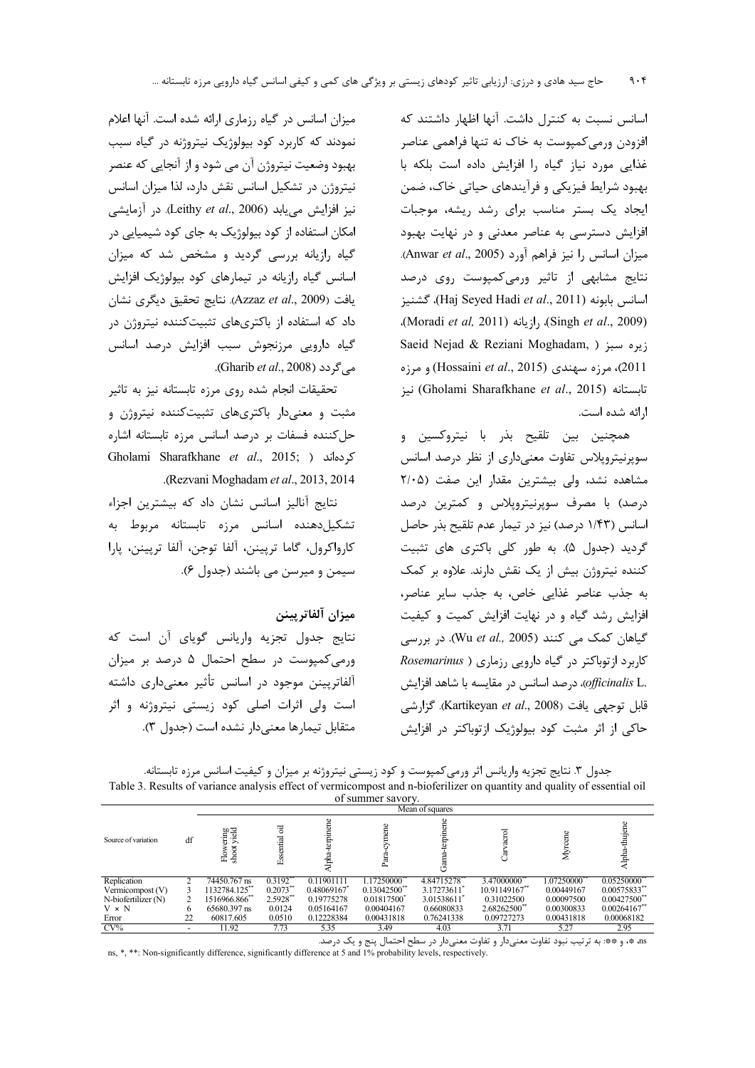اسانس نسبت به کنترل داشت. آنها اظهار داشتند که افزودن ورمی‌کمپوست به خاک نه تنها فراهمی عناصر غذایی مورد نیاز گیاه را افزایش داده است بلکه با بهبود شرایط فیزیکی و فرآیندهای حیاتی خاک، ضمن ایجاد یک بستر مناسب برای رشد ریشه، موجبات افزایش دسترسی به عناصر معدنی و در نهایت بهبود میزان اسانس را نیز فراهم آورد (Anwar *et al*., 2005). نتایج مشابهی از تاثیر ورمی‌کمپوست روی درصد اسانس بابونه (Haj Seyed Hadi *et al*., 2011)، گشنیز (Singh *et al*., 2009)، رازیانه (Moradi *et al,* 2011)، زیره سبز (Saeid Nejad & Reziani Moghadam, 2011)، مرزه سهندی (Hossaini *et al*., 2015) و مرزه تابستانه (Gholami Sharafkhane *et al*., 2015) نیز ارائه شده است.

همچنین بین تلقیح بذر با نیتروکسین و سوپرنیتروپلاس تفاوت معنی‌داری از نظر درصد اسانس مشاهده نشد، ولی بیشترین مقدار این صفت (۲/۰۵ درصد) با مصرف سوپرنیتروپلاس و کمترین درصد اسانس (۱/۴۳ درصد) نیز در تیمار عدم تلقیح بذر حاصل گردید (جدول ۵). به طور کلی باکتری های تثبیت کننده نیتروژن بیش از یک نقش دارند. علاوه بر کمک به جذب عناصر غذایی خاص، به جذب سایر عناصر، افزایش رشد گیاه و در نهایت افزایش کمیت و کیفیت گیاهان کمک می کنند (Wu *et al.,* 2005). در بررسی کاربرد ازتوباکتر در گیاه دارویی رزماری (*Rosemarinus officinalis* L.)، درصد اسانس در مقایسه با شاهد افزایش قابل توجهی یافت (Kartikeyan *et al*., 2008). گزارشی حاکی از اثر مثبت کود بیولوژیک ازتوباکتر در افزایش میزان اسانس در گیاه رزماری ارائه شده است. آنها اعلام نمودند که کاربرد کود بیولوژیک نیتروژنه در گیاه سبب بهبود وضعیت نیتروژن آن می شود و از آنجایی که عنصر نیتروژن در تشکیل اسانس نقش دارد، لذا میزان اسانس نیز افزایش می‌یابد (Leithy *et al*., 2006). در آزمایشی امکان استفاده از کود بیولوژیک به جای کود شیمیایی در گیاه رازیانه بررسی گردید و مشخص شد که میزان اسانس گیاه رازیانه در تیمارهای کود بیولوژیک افزایش یافت (Azzaz *et al*., 2009). نتایج تحقیق دیگری نشان داد که استفاده از باکتری‌های تثبیت‌کننده نیتروژن در گیاه دارویی مرزنجوش سبب افزایش درصد اسانس می‌گردد (Gharib *et al*., 2008).

تحقیقات انجام شده روی مرزه تابستانه نیز به تاثیر مثبت و معنی‌دار باکتری‌های تثبیت‌کننده نیتروژن و حل‌کننده فسفات بر درصد اسانس مرزه تابستانه اشاره کرده‌اند (Gholami Sharafkhane *et al*., 2015; Rezvani Moghadam *et al*., 2013, 2014).

نتایج آنالیز اسانس نشان داد که بیشترین اجزاء تشکیل‌دهنده اسانس مرزه تابستانه مربوط به کارواکرول، گاما ترپینن، آلفا توجن، آلفا ترپینن، پارا سیمن و میرسن می باشند (جدول ۶).

### میزان آلفاترپینن

نتایج جدول تجزیه واریانس گویای آن است که ورمی‌کمپوست در سطح احتمال ۵ درصد بر میزان آلفاترپینن موجود در اسانس تأثیر معنی‌داری داشته است ولی اثرات اصلی کود زیستی نیتروژنه و اثر متقابل تیمارها معنی‌دار نشده است (جدول ۳).

جدول ۳. نتایج تجزیه واریانس اثر ورمی‌کمپوست و کود زیستی نیتروژنه بر میزان و کیفیت اسانس مرزه تابستانه.

Table 3. Results of variance analysis effect of vermicompost and n-biofertilizer on quantity and quality of essential oil of summer savory.

| Source of variation | df | Mean of squares | | | | | | | |
|---|---|---|---|---|---|---|---|---|---|
| | | Flowering shoot yield | Essential oil | Alpha-terpinene | Para-cymene | Gama-terpinene | Carvacrol | Myrcene | Alpha-thujene |
| Replication | 2 | 74450.767 ns | 0.3192** | 0.11901111 | 1.17250000** | 4.84715278* | 3.47000000** | 1.07250000** | 0.05250000** |
| Vermicompost (V) | 3 | 1132784.125** | 0.2073** | 0.48069167* | 0.13042500** | 3.17273611* | 10.91149167** | 0.00449167 | 0.00575833** |
| N-biofertilizer (N) | 2 | 1516966.866** | 2.5928** | 0.19775278 | 0.01817500* | 3.01538611* | 0.31022500 | 0.00097500 | 0.00427500** |
| V × N | 6 | 65680.397 ns | 0.0124 | 0.05164167 | 0.00404167 | 0.66080833 | 2.68262500** | 0.00300833 | 0.00264167** |
| Error | 22 | 60817.605 | 0.0510 | 0.12228384 | 0.00431818 | 0.76241338 | 0.09727273 | 0.00431818 | 0.00068182 |
| CV% | - | 11.92 | 7.73 | 5.35 | 3.49 | 4.03 | 3.71 | 5.27 | 2.95 |

ns، * و **: به ترتیب نبود تفاوت معنی‌دار و تفاوت معنی‌دار در سطح احتمال پنج و یک درصد.

ns, *, **: Non-significantly difference, significantly difference at 5 and 1% probability levels, respectively.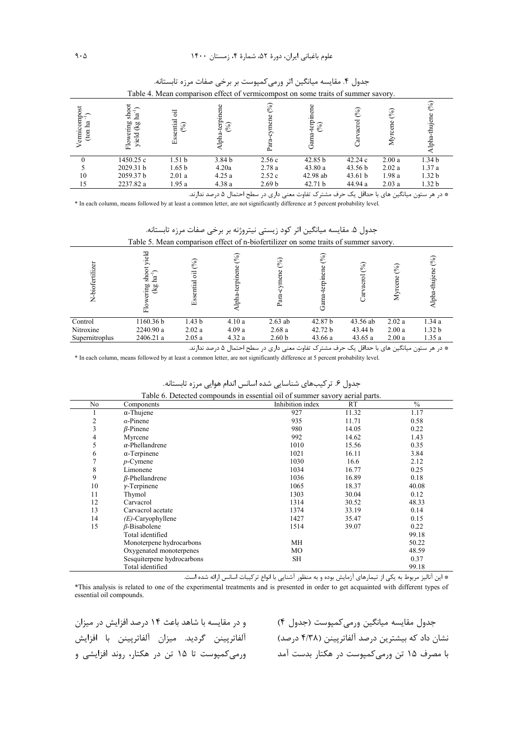جدول ۴. مقایسه میانگین اثر ورمی‌کمپوست بر برخی صفات مرزه تابستانه.

Table 4. Mean comparison effect of vermicompost on some traits of summer savory.

| Vermicompost (ton ha⁻¹) | Flowering shoot yield (kg ha⁻¹) | Essential oil (%) | Alpha-terpinene (%) | Para-cymene (%) | Gama-terpinene (%) | Carvacrol (%) | Myrcene (%) | Alpha-thujene (%) |
|---|---|---|---|---|---|---|---|---|
| 0 | 1450.25 c | 1.51 b | 3.84 b | 2.56 c | 42.85 b | 42.24 c | 2.00 a | 1.34 b |
| 5 | 2029.31 b | 1.65 b | 4.20a | 2.78 a | 43.80 a | 43.56 b | 2.02 a | 1.37 a |
| 10 | 2059.37 b | 2.01 a | 4.25 a | 2.52 c | 42.98 ab | 43.61 b | 1.98 a | 1.32 b |
| 15 | 2237.82 a | 1.95 a | 4.38 a | 2.69 b | 42.71 b | 44.94 a | 2.03 a | 1.32 b |

* در هر ستون میانگین های با حداقل یک حرف مشترک تفاوت معنی داری در سطح احتمال ۵ درصد ندارند.

* In each column, means followed by at least a common letter, are not significantly difference at 5 percent probability level.

جدول ۵. مقایسه میانگین اثر کود زیستی نیتروژنه بر برخی صفات مرزه تابستانه.

Table 5. Mean comparison effect of n-biofertilizer on some traits of summer savory.

| N-biofertilizer | Flowering shoot yield (kg ha⁻¹) | Essential oil (%) | Alpha-terpinene (%) | Para-cymene (%) | Gama-terpinene (%) | Carvacrol (%) | Myrcene (%) | Alpha-thujene (%) |
|---|---|---|---|---|---|---|---|---|
| Control | 1160.36 b | 1.43 b | 4.10 a | 2.63 ab | 42.87 b | 43.56 ab | 2.02 a | 1.34 a |
| Nitroxine | 2240.90 a | 2.02 a | 4.09 a | 2.68 a | 42.72 b | 43.44 b | 2.00 a | 1.32 b |
| Supernitroplus | 2406.21 a | 2.05 a | 4.32 a | 2.60 b | 43.66 a | 43.65 a | 2.00 a | 1.35 a |

* در هر ستون میانگین های با حداقل یک حرف مشترک تفاوت معنی داری در سطح احتمال ۵ درصد ندارند.

* In each column, means followed by at least a common letter, are not significantly difference at 5 percent probability level.

جدول ۶. ترکیب‌های شناسایی شده اسانس اندام هوایی مرزه تابستانه.

Table 6. Detected compounds in essential oil of summer savory aerial parts.

| No | Components | Inhibition index | RT | % |
|---|---|---|---|---|
| 1 | α-Thujene | 927 | 11.32 | 1.17 |
| 2 | α-Pinene | 935 | 11.71 | 0.58 |
| 3 | β-Pinene | 980 | 14.05 | 0.22 |
| 4 | Myrcene | 992 | 14.62 | 1.43 |
| 5 | α-Phellandrene | 1010 | 15.56 | 0.35 |
| 6 | α-Terpinene | 1021 | 16.11 | 3.84 |
| 7 | p-Cymene | 1030 | 16.6 | 2.12 |
| 8 | Limonene | 1034 | 16.77 | 0.25 |
| 9 | β-Phellandrene | 1036 | 16.89 | 0.18 |
| 10 | γ-Terpinene | 1065 | 18.37 | 40.08 |
| 11 | Thymol | 1303 | 30.04 | 0.12 |
| 12 | Carvacrol | 1314 | 30.52 | 48.33 |
| 13 | Carvacrol acetate | 1374 | 33.19 | 0.14 |
| 14 | (E)-Caryophyllene | 1427 | 35.47 | 0.15 |
| 15 | β-Bisabolene | 1514 | 39.07 | 0.22 |
| | Total identified | | | 99.18 |
| | Monoterpene hydrocarbons | MH | | 50.22 |
| | Oxygenated monoterpenes | MO | | 48.59 |
| | Sesquiterpene hydrocarbons | SH | | 0.37 |
| | Total identified | | | 99.18 |

* این آنالیز مربوط به یکی از تیمارهای آزمایش بوده و به منظور آشنایی با انواع ترکیبات اسانس ارائه شده است.

*This analysis is related to one of the experimental treatments and is presented in order to get acquainted with different types of essential oil compounds.

جدول مقایسه میانگین ورمی‌کمپوست (جدول ۴) نشان داد که بیشترین درصد آلفاترپینن (۴/۳۸ درصد) با مصرف ۱۵ تن ورمی‌کمپوست در هکتار بدست آمد و در مقایسه با شاهد باعث ۱۴ درصد افزایش در میزان آلفاترپینن گردید. میزان آلفاترپینن با افزایش ورمی‌کمپوست تا ۱۵ تن در هکتار، روند افزایشی و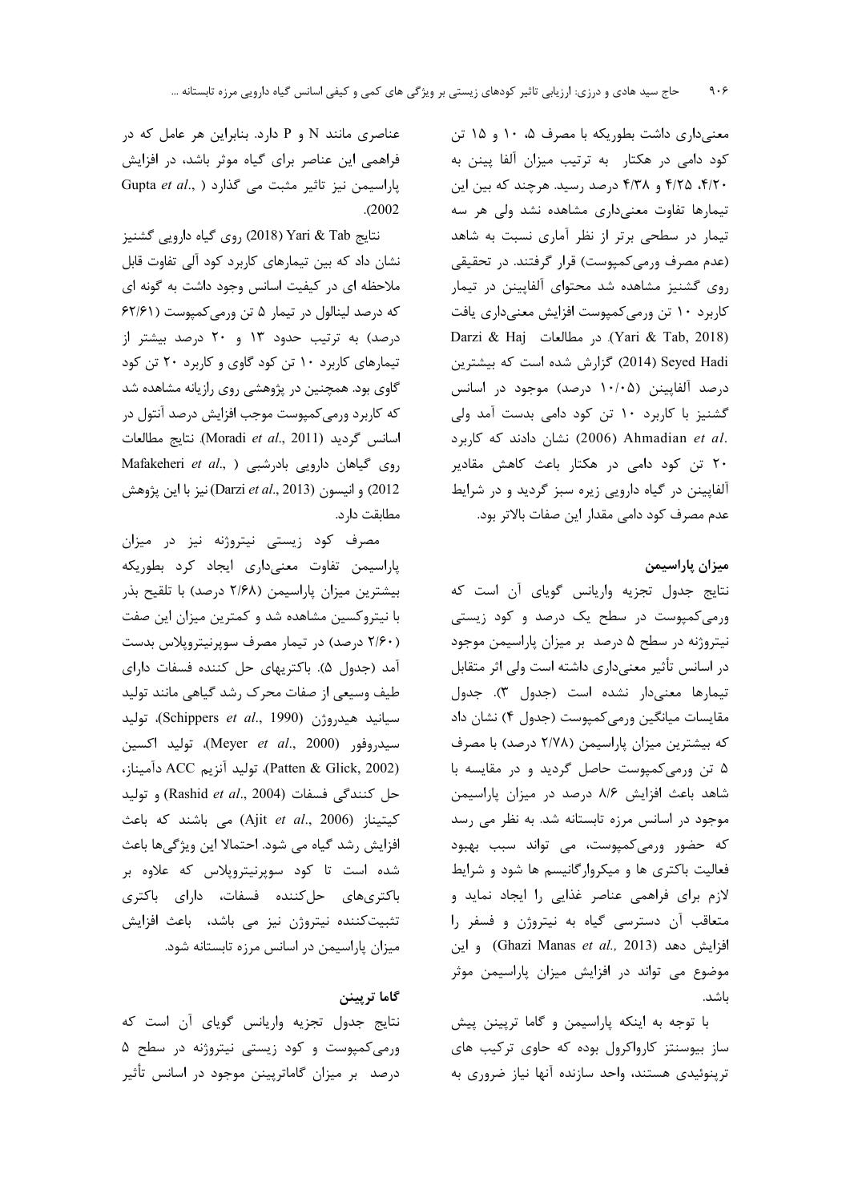معنی‌داری داشت بطوریکه با مصرف ۵، ۱۰ و ۱۵ تن کود دامی در هکتار به ترتیب میزان آلفا پینن به ۴/۲۰، ۴/۲۵ و ۴/۳۸ درصد رسید. هرچند که بین این تیمارها تفاوت معنی‌داری مشاهده نشد ولی هر سه تیمار در سطحی برتر از نظر آماری نسبت به شاهد (عدم مصرف ورمی‌کمپوست) قرار گرفتند. در تحقیقی روی گشنیز مشاهده شد محتوای آلفاپینن در تیمار کاربرد ۱۰ تن ورمی‌کمپوست افزایش معنی‌داری یافت (Yari & Tab, 2018). در مطالعات Darzi & Haj Seyed Hadi (2014) گزارش شده است که بیشترین درصد آلفاپینن (۱۰/۰۵ درصد) موجود در اسانس گشنیز با کاربرد ۱۰ تن کود دامی بدست آمد ولی Ahmadian *et al.* (2006) نشان دادند که کاربرد ۲۰ تن کود دامی در هکتار باعث کاهش مقادیر آلفاپینن در گیاه دارویی زیره سبز گردید و در شرایط عدم مصرف کود دامی مقدار این صفات بالاتر بود.

### میزان پاراسیمن

نتایج جدول تجزیه واریانس گویای آن است که ورمی‌کمپوست در سطح یک درصد و کود زیستی نیتروژنه در سطح ۵ درصد بر میزان پاراسیمن موجود در اسانس تأثیر معنی‌داری داشته است ولی اثر متقابل تیمارها معنی‌دار نشده است (جدول ۳). جدول مقایسات میانگین ورمی‌کمپوست (جدول ۴) نشان داد که بیشترین میزان پاراسیمن (۲/۷۸ درصد) با مصرف ۵ تن ورمی‌کمپوست حاصل گردید و در مقایسه با شاهد باعث افزایش ۸/۶ درصد در میزان پاراسیمن موجود در اسانس مرزه تابستانه شد. به نظر می رسد که حضور ورمی‌کمپوست، می تواند سبب بهبود فعالیت باکتری ها و میکروارگانیسم ها شود و شرایط لازم برای فراهمی عناصر غذایی را ایجاد نماید و متعاقب آن دسترسی گیاه به نیتروژن و فسفر را افزایش دهد (Ghazi Manas *et al.,* 2013) و این موضوع می تواند در افزایش میزان پاراسیمن موثر باشد.

با توجه به اینکه پاراسیمن و گاما ترپینن پیش ساز بیوسنتز کارواکرول بوده که حاوی ترکیب های ترپنوئیدی هستند، واحد سازنده آنها نیاز ضروری به عناصری مانند N و P دارد. بنابراین هر عامل که در فراهمی این عناصر برای گیاه موثر باشد، در افزایش پاراسیمن نیز تاثیر مثبت می گذارد (Gupta *et al.,* 2002).

نتایج Yari & Tab (2018) روی گیاه دارویی گشنیز نشان داد که بین تیمارهای کاربرد کود آلی تفاوت قابل ملاحظه ای در کیفیت اسانس وجود داشت به گونه ای که درصد لینالول در تیمار ۵ تن ورمی‌کمپوست (۶۲/۶۱ درصد) به ترتیب حدود ۱۳ و ۲۰ درصد بیشتر از تیمارهای کاربرد ۱۰ تن کود گاوی و کاربرد ۲۰ تن کود گاوی بود. همچنین در پژوهشی روی رازیانه مشاهده شد که کاربرد ورمی‌کمپوست موجب افزایش درصد آنتول در اسانس گردید (Moradi *et al.*, 2011). نتایج مطالعات روی گیاهان دارویی بادرشبی (Mafakeheri *et al.*, 2012) و انیسون (Darzi *et al.*, 2013) نیز با این پژوهش مطابقت دارد.

مصرف کود زیستی نیتروژنه نیز در میزان پاراسیمن تفاوت معنی‌داری ایجاد کرد بطوریکه بیشترین میزان پاراسیمن (۲/۶۸ درصد) با تلقیح بذر با نیتروکسین مشاهده شد و کمترین میزان این صفت (۲/۶۰ درصد) در تیمار مصرف سوپرنیتروپلاس بدست آمد (جدول ۵). باکتریهای حل کننده فسفات دارای طیف وسیعی از صفات محرک رشد گیاهی مانند تولید سیانید هیدروژن (Schippers *et al.*, 1990)، تولید سیدروفور (Meyer *et al.*, 2000)، تولید اکسین (Patten & Glick, 2002)، تولید آنزیم ACC دآمیناز، حل کنندگی فسفات (Rashid *et al.*, 2004) و تولید کیتیناز (Ajit *et al.*, 2006) می باشند که باعث افزایش رشد گیاه می شود. احتمالا این ویژگی‌ها باعث شده است تا کود سوپرنیتروپلاس که علاوه بر باکتری‌های حل‌کننده فسفات، دارای باکتری تثبیت‌کننده نیتروژن نیز می باشد، باعث افزایش میزان پاراسیمن در اسانس مرزه تابستانه شود.

### گاما ترپینن

نتایج جدول تجزیه واریانس گویای آن است که ورمی‌کمپوست و کود زیستی نیتروژنه در سطح ۵ درصد بر میزان گاماترپینن موجود در اسانس تأثیر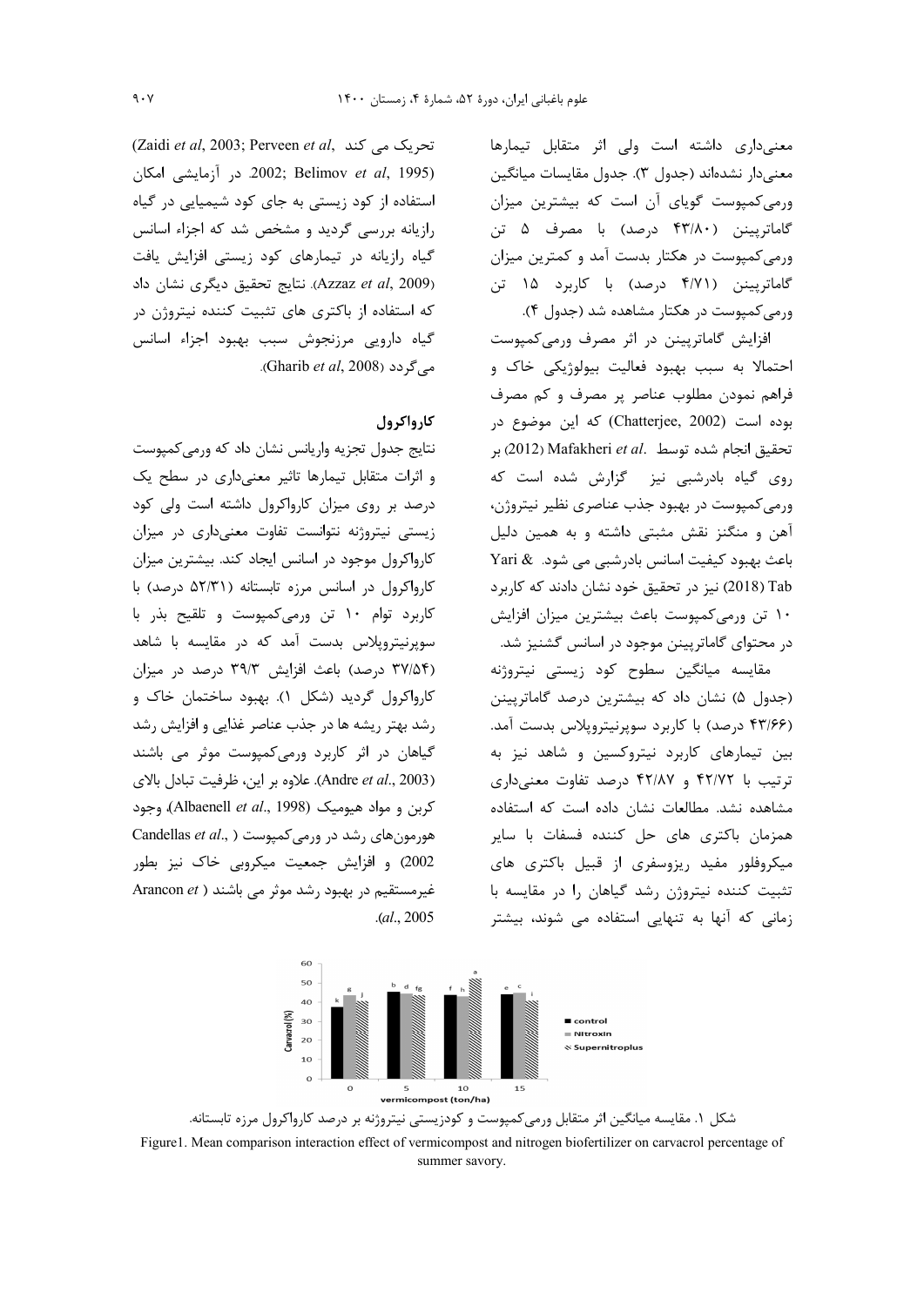معنی‌داری داشته است ولی اثر متقابل تیمارها معنی‌دار نشده‌اند (جدول ۳). جدول مقایسات میانگین ورمی‌کمپوست گویای آن است که بیشترین میزان گاماترپینن (۴۳/۸۰ درصد) با مصرف ۵ تن ورمی‌کمپوست در هکتار بدست آمد و کمترین میزان گاماترپینن (۴/۷۱ درصد) با کاربرد ۱۵ تن ورمی‌کمپوست در هکتار مشاهده شد (جدول ۴).

افزایش گاماترپینن در اثر مصرف ورمی‌کمپوست احتمالا به سبب بهبود فعالیت بیولوژیکی خاک و فراهم نمودن مطلوب عناصر پر مصرف و کم مصرف بوده است (Chatterjee, 2002) که این موضوع در تحقیق انجام شده توسط Mafakheri *et al.* (2012) بر روی گیاه بادرشبی نیز گزارش شده است که ورمی‌کمپوست در بهبود جذب عناصری نظیر نیتروژن، آهن و منگنز نقش مثبتی داشته و به همین دلیل باعث بهبود کیفیت اسانس بادرشبی می شود. Yari & Tab (2018) نیز در تحقیق خود نشان دادند که کاربرد ۱۰ تن ورمی‌کمپوست باعث بیشترین میزان افزایش در محتوای گاماترپینن موجود در اسانس گشنیز شد.

مقایسه میانگین سطوح کود زیستی نیتروژنه (جدول ۵) نشان داد که بیشترین درصد گاماترپینن (۴۳/۶۶ درصد) با کاربرد سوپرنیتروپلاس بدست آمد. بین تیمارهای کاربرد نیتروکسین و شاهد نیز به ترتیب با ۴۲/۷۲ و ۴۲/۸۷ درصد تفاوت معنی‌داری مشاهده نشد. مطالعات نشان داده است که استفاده همزمان باکتری های حل کننده فسفات با سایر میکروفلور مفید ریزوسفری از قبیل باکتری های تثبیت کننده نیتروژن رشد گیاهان را در مقایسه با زمانی که آنها به تنهایی استفاده می شوند، بیشتر تحریک می کند (Zaidi *et al*, 2003; Perveen *et al*, 2002; Belimov *et al*, 1995). در آزمایشی امکان استفاده از کود زیستی به جای کود شیمیایی در گیاه رازیانه بررسی گردید و مشخص شد که اجزاء اسانس گیاه رازیانه در تیمارهای کود زیستی افزایش یافت (Azzaz *et al*, 2009). نتایج تحقیق دیگری نشان داد که استفاده از باکتری های تثبیت کننده نیتروژن در گیاه دارویی مرزنجوش سبب بهبود اجزاء اسانس می‌گردد (Gharib *et al*, 2008).

## کارواکرول

نتایج جدول تجزیه واریانس نشان داد که ورمی‌کمپوست و اثرات متقابل تیمارها تاثیر معنی‌داری در سطح یک درصد بر روی میزان کارواکرول داشته است ولی کود زیستی نیتروژنه نتوانست تفاوت معنی‌داری در میزان کارواکرول موجود در اسانس ایجاد کند. بیشترین میزان کارواکرول در اسانس مرزه تابستانه (۵۲/۳۱ درصد) با کاربرد توام ۱۰ تن ورمی‌کمپوست و تلقیح بذر با سوپرنیتروپلاس بدست آمد که در مقایسه با شاهد (۳۷/۵۴ درصد) باعث افزایش ۳۹/۳ درصد در میزان کارواکرول گردید (شکل ۱). بهبود ساختمان خاک و رشد بهتر ریشه ها در جذب عناصر غذایی و افزایش رشد گیاهان در اثر کاربرد ورمی‌کمپوست موثر می باشند (Andre *et al.*, 2003). علاوه بر این، ظرفیت تبادل بالای کربن و مواد هیومیک (Albaenell *et al.*, 1998)، وجود هورمون‌های رشد در ورمی‌کمپوست (Candellas *et al.*, 2002) و افزایش جمعیت میکروبی خاک نیز بطور غیرمستقیم در بهبود رشد موثر می باشند (Arancon *et al.*, 2005).

شکل ۱. مقایسه میانگین اثر متقابل ورمی‌کمپوست و کودزیستی نیتروژنه بر درصد کارواکرول مرزه تابستانه.

Figure1. Mean comparison interaction effect of vermicompost and nitrogen biofertilizer on carvacrol percentage of summer savory.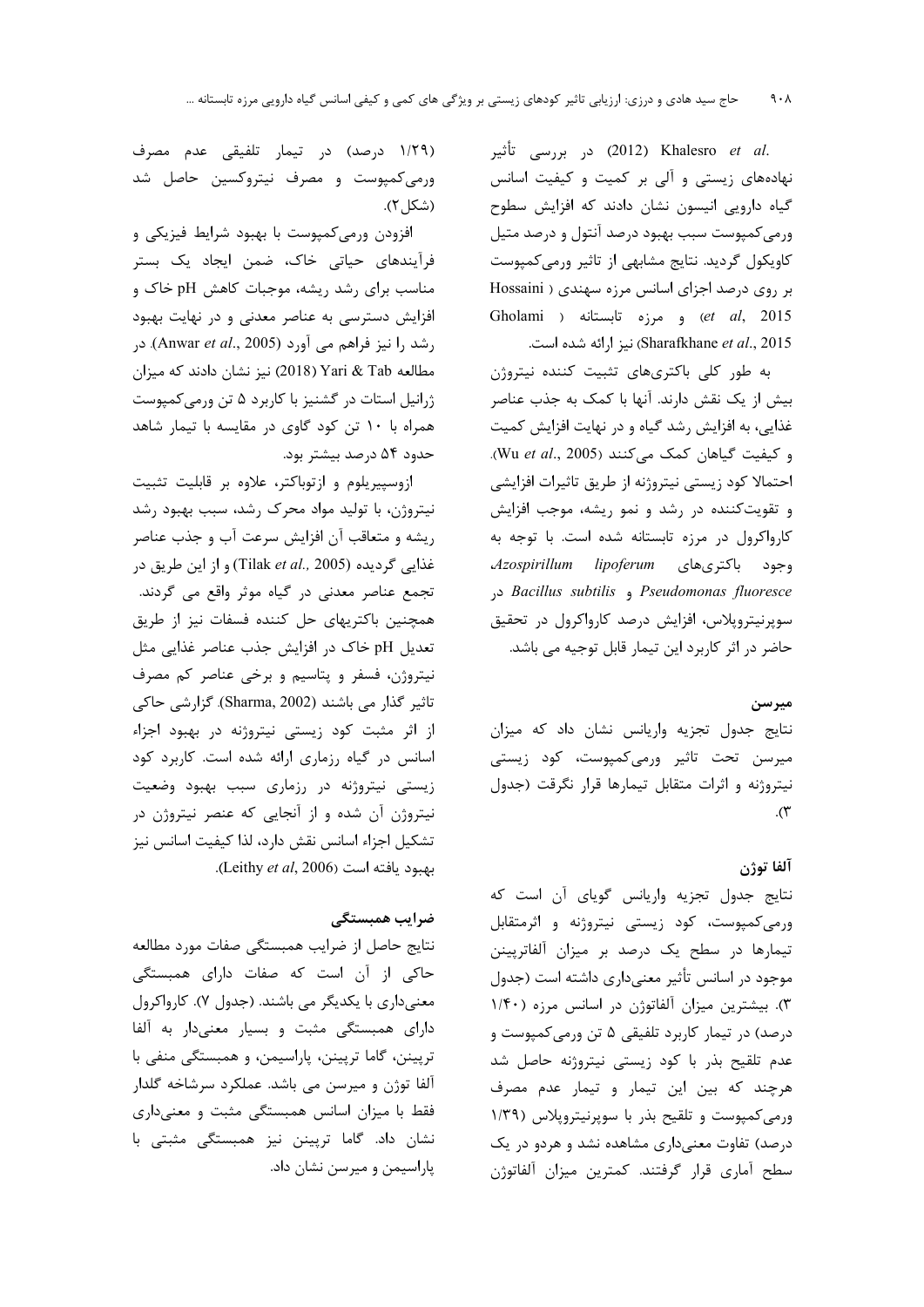Khalesro *et al.* (2012) در بررسی تأثیر نهاده‌های زیستی و آلی بر کمیت و کیفیت اسانس گیاه دارویی انیسون نشان دادند که افزایش سطوح ورمی‌کمپوست سبب بهبود درصد آنتول و درصد متیل کاویکول گردید. نتایج مشابهی از تاثیر ورمی‌کمپوست بر روی درصد اجزای اسانس مرزه سهندی ( Hossaini *et al*, 2015) و مرزه تابستانه ( Gholami Sharafkhane *et al*., 2015) نیز ارائه شده است.

به طور کلی باکتری‌های تثبیت کننده نیتروژن بیش از یک نقش دارند. آنها با کمک به جذب عناصر غذایی، به افزایش رشد گیاه و در نهایت افزایش کمیت و کیفیت گیاهان کمک می‌کنند (Wu *et al*., 2005). احتمالا کود زیستی نیتروژنه از طریق تاثیرات افزایشی و تقویت‌کننده در رشد و نمو ریشه، موجب افزایش کارواکرول در مرزه تابستانه شده است. با توجه به وجود باکتری‌های *Azospirillum lipoferum* و *Pseudomonas fluoresce* و *Bacillus subtilis* در سوپرنیتروپلاس، افزایش درصد کارواکرول در تحقیق حاضر در اثر کاربرد این تیمار قابل توجیه می باشد.

### میرسن

نتایج جدول تجزیه واریانس نشان داد که میزان میرسن تحت تاثیر ورمی‌کمپوست، کود زیستی نیتروژنه و اثرات متقابل تیمارها قرار نگرفت (جدول ۳).

### آلفا توژن

نتایج جدول تجزیه واریانس گویای آن است که ورمی‌کمپوست، کود زیستی نیتروژنه و اثرمتقابل تیمارها در سطح یک درصد بر میزان آلفاترپینن موجود در اسانس تأثیر معنی‌داری داشته است (جدول ۳). بیشترین میزان آلفاتوژن در اسانس مرزه (۱/۴۰ درصد) در تیمار کاربرد تلفیقی ۵ تن ورمی‌کمپوست و عدم تلقیح بذر با کود زیستی نیتروژنه حاصل شد هرچند که بین این تیمار و تیمار عدم مصرف ورمی‌کمپوست و تلقیح بذر با سوپرنیتروپلاس (۱/۳۹ درصد) تفاوت معنی‌داری مشاهده نشد و هردو در یک سطح آماری قرار گرفتند. کمترین میزان آلفاتوژن (۱/۲۹ درصد) در تیمار تلفیقی عدم مصرف ورمی‌کمپوست و مصرف نیتروکسین حاصل شد (شکل۲).

افزودن ورمی‌کمپوست با بهبود شرایط فیزیکی و فرآیندهای حیاتی خاک، ضمن ایجاد یک بستر مناسب برای رشد ریشه، موجبات کاهش pH خاک و افزایش دسترسی به عناصر معدنی و در نهایت بهبود رشد را نیز فراهم می آورد (Anwar *et al*., 2005). در مطالعه Yari & Tab (2018) نیز نشان دادند که میزان ژرانیل استات در گشنیز با کاربرد ۵ تن ورمی‌کمپوست همراه با ۱۰ تن کود گاوی در مقایسه با تیمار شاهد حدود ۵۴ درصد بیشتر بود.

ازوسپیریلوم و ازتوباکتر، علاوه بر قابلیت تثبیت نیتروژن، با تولید مواد محرک رشد، سبب بهبود رشد ریشه و متعاقب آن افزایش سرعت آب و جذب عناصر غذایی گردیده (Tilak *et al.,* 2005) و از این طریق در تجمع عناصر معدنی در گیاه موثر واقع می گردند. همچنین باکتریهای حل کننده فسفات نیز از طریق تعدیل pH خاک در افزایش جذب عناصر غذایی مثل نیتروژن، فسفر و پتاسیم و برخی عناصر کم مصرف تاثیر گذار می باشند (Sharma, 2002). گزارشی حاکی از اثر مثبت کود زیستی نیتروژنه در بهبود اجزاء اسانس در گیاه رزماری ارائه شده است. کاربرد کود زیستی نیتروژنه در رزماری سبب بهبود وضعیت نیتروژن آن شده و از آنجایی که عنصر نیتروژن در تشکیل اجزاء اسانس نقش دارد، لذا کیفیت اسانس نیز بهبود یافته است (Leithy *et al*, 2006).

### ضرایب همبستگی

نتایج حاصل از ضرایب همبستگی صفات مورد مطالعه حاکی از آن است که صفات دارای همبستگی معنی‌داری با یکدیگر می باشند. (جدول ۷). کارواکرول دارای همبستگی مثبت و بسیار معنی‌دار به آلفا ترپینن، گاما ترپینن، پاراسیمن، و همبستگی منفی با آلفا توژن و میرسن می باشد. عملکرد سرشاخه گلدار فقط با میزان اسانس همبستگی مثبت و معنی‌داری نشان داد. گاما ترپینن نیز همبستگی مثبتی با پاراسیمن و میرسن نشان داد.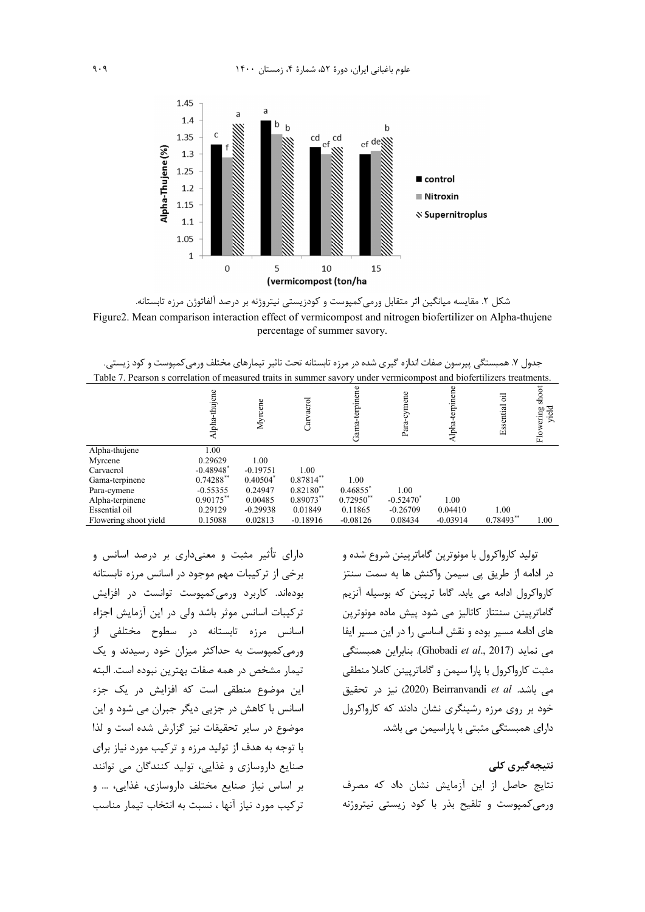شکل ۲. مقایسه میانگین اثر متقابل ورمی‌کمپوست و کودزیستی نیتروژنه بر درصد آلفاتوژن مرزه تابستانه.

Figure2. Mean comparison interaction effect of vermicompost and nitrogen biofertilizer on Alpha-thujene percentage of summer savory.

جدول ۷. همبستگی پیرسون صفات اندازه گیری شده در مرزه تابستانه تحت تاثیر تیمارهای مختلف ورمی‌کمپوست و کود زیستی.

Table 7. Pearson s correlation of measured traits in summer savory under vermicompost and biofertilizers treatments.

| | Alpha-thujene | Myrcene | Carvacrol | Gama-terpinene | Para-cymene | Alpha-terpinene | Essential oil | Flowering shoot yield |
|---|---|---|---|---|---|---|---|---|
| Alpha-thujene | 1.00 | | | | | | | |
| Myrcene | 0.29629 | 1.00 | | | | | | |
| Carvacrol | -0.48948* | -0.19751 | 1.00 | | | | | |
| Gama-terpinene | 0.74288** | 0.40504* | 0.87814** | 1.00 | | | | |
| Para-cymene | -0.55355 | 0.24947 | 0.82180** | 0.46855* | 1.00 | | | |
| Alpha-terpinene | 0.90175** | 0.00485 | 0.89073** | 0.72950** | -0.52470* | 1.00 | | |
| Essential oil | 0.29129 | -0.29938 | 0.01849 | 0.11865 | -0.26709 | 0.04410 | 1.00 | |
| Flowering shoot yield | 0.15088 | 0.02813 | -0.18916 | -0.08126 | 0.08434 | -0.03914 | 0.78493** | 1.00 |

تولید کارواکرول با مونوترپن گاماترپینن شروع شده و در ادامه از طریق پی سیمن واکنش ها به سمت سنتز کارواکرول ادامه می یابد. گاما ترپینن که بوسیله آنزیم گاماترپینن سنتتاز کاتالیز می شود پیش ماده مونوترپن های ادامه مسیر بوده و نقش اساسی را در این مسیر ایفا می نماید (Ghobadi *et al*., 2017). بنابراین همبستگی مثبت کارواکرول با پارا سیمن و گاماترپینن کاملا منطقی می باشد. Beirranvandi *et al* (2020) نیز در تحقیق خود بر روی مرزه رشینگری نشان دادند که کارواکرول دارای همبستگی مثبتی با پاراسیمن می باشد.

## نتیجه‌گیری کلی

نتایج حاصل از این آزمایش نشان داد که مصرف ورمی‌کمپوست و تلقیح بذر با کود زیستی نیتروژنه دارای تأثیر مثبت و معنی‌داری بر درصد اسانس و برخی از ترکیبات مهم موجود در اسانس مرزه تابستانه بوده‌اند. کاربرد ورمی‌کمپوست توانست در افزایش ترکیبات اسانس موثر باشد ولی در این آزمایش اجزاء اسانس مرزه تابستانه در سطوح مختلفی از ورمی‌کمپوست به حداکثر میزان خود رسیدند و یک تیمار مشخص در همه صفات بهترین نبوده است. البته این موضوع منطقی است که افزایش در یک جزء اسانس با کاهش در جزیی دیگر جبران می شود و این موضوع در سایر تحقیقات نیز گزارش شده است و لذا با توجه به هدف از تولید مرزه و ترکیب مورد نیاز برای صنایع داروسازی و غذایی، تولید کنندگان می توانند بر اساس نیاز صنایع مختلف داروسازی، غذایی، ... و ترکیب مورد نیاز آنها ، نسبت به انتخاب تیمار مناسب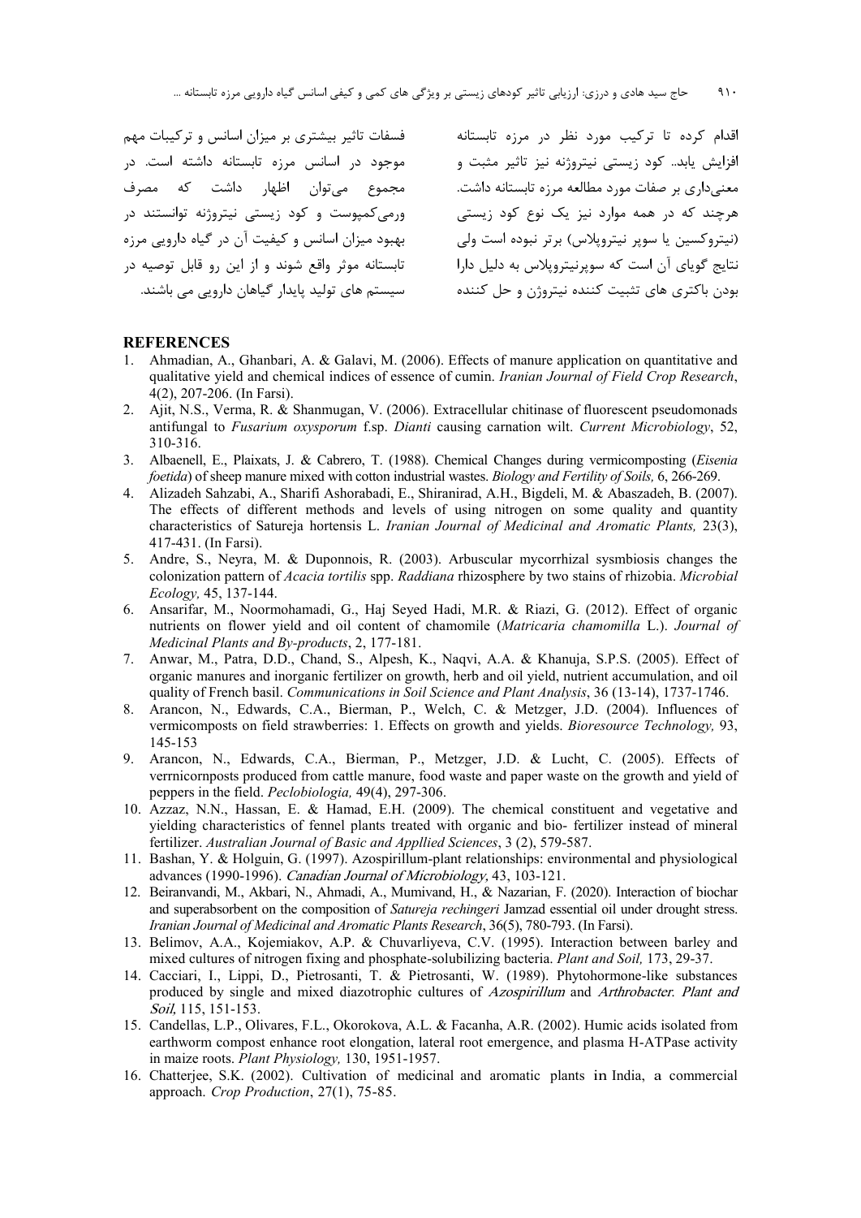اقدام کرده تا ترکیب مورد نظر در مرزه تابستانه افزایش یابد.. کود زیستی نیتروژنه نیز تاثیر مثبت و معنی‌داری بر صفات مورد مطالعه مرزه تابستانه داشت. هرچند که در همه موارد نیز یک نوع کود زیستی (نیتروکسین یا سوپر نیتروپلاس) برتر نبوده است ولی نتایج گویای آن است که سوپرنیتروپلاس به دلیل دارا بودن باکتری های تثبیت کننده نیتروژن و حل کننده فسفات تاثیر بیشتری بر میزان اسانس و ترکیبات مهم موجود در اسانس مرزه تابستانه داشته است. در مجموع می‌توان اظهار داشت که مصرف ورمی‌کمپوست و کود زیستی نیتروژنه توانستند در بهبود میزان اسانس و کیفیت آن در گیاه دارویی مرزه تابستانه موثر واقع شوند و از این رو قابل توصیه در سیستم های تولید پایدار گیاهان دارویی می باشند.

## REFERENCES

1. Ahmadian, A., Ghanbari, A. & Galavi, M. (2006). Effects of manure application on quantitative and qualitative yield and chemical indices of essence of cumin. *Iranian Journal of Field Crop Research*, 4(2), 207-206. (In Farsi).
2. Ajit, N.S., Verma, R. & Shanmugan, V. (2006). Extracellular chitinase of fluorescent pseudomonads antifungal to *Fusarium oxysporum* f.sp. *Dianti* causing carnation wilt. *Current Microbiology*, 52, 310-316.
3. Albaenell, E., Plaixats, J. & Cabrero, T. (1988). Chemical Changes during vermicomposting (*Eisenia foetida*) of sheep manure mixed with cotton industrial wastes. *Biology and Fertility of Soils,* 6, 266-269.
4. Alizadeh Sahzabi, A., Sharifi Ashorabadi, E., Shiranirad, A.H., Bigdeli, M. & Abaszadeh, B. (2007). The effects of different methods and levels of using nitrogen on some quality and quantity characteristics of Satureja hortensis L. *Iranian Journal of Medicinal and Aromatic Plants,* 23(3), 417-431. (In Farsi).
5. Andre, S., Neyra, M. & Duponnois, R. (2003). Arbuscular mycorrhizal sysmbiosis changes the colonization pattern of *Acacia tortilis* spp. *Raddiana* rhizosphere by two stains of rhizobia. *Microbial Ecology,* 45, 137-144.
6. Ansarifar, M., Noormohamadi, G., Haj Seyed Hadi, M.R. & Riazi, G. (2012). Effect of organic nutrients on flower yield and oil content of chamomile (*Matricaria chamomilla* L.). *Journal of Medicinal Plants and By-products*, 2, 177-181.
7. Anwar, M., Patra, D.D., Chand, S., Alpesh, K., Naqvi, A.A. & Khanuja, S.P.S. (2005). Effect of organic manures and inorganic fertilizer on growth, herb and oil yield, nutrient accumulation, and oil quality of French basil. *Communications in Soil Science and Plant Analysis*, 36 (13-14), 1737-1746.
8. Arancon, N., Edwards, C.A., Bierman, P., Welch, C. & Metzger, J.D. (2004). Influences of vermicomposts on field strawberries: 1. Effects on growth and yields. *Bioresource Technology,* 93, 145-153
9. Arancon, N., Edwards, C.A., Bierman, P., Metzger, J.D. & Lucht, C. (2005). Effects of verrnicornposts produced from cattle manure, food waste and paper waste on the growth and yield of peppers in the field. *Peclobiologia,* 49(4), 297-306.
10. Azzaz, N.N., Hassan, E. & Hamad, E.H. (2009). The chemical constituent and vegetative and yielding characteristics of fennel plants treated with organic and bio- fertilizer instead of mineral fertilizer. *Australian Journal of Basic and Appllied Sciences*, 3 (2), 579-587.
11. Bashan, Y. & Holguin, G. (1997). Azospirillum-plant relationships: environmental and physiological advances (1990-1996). *Canadian Journal of Microbiology,* 43, 103-121.
12. Beiranvandi, M., Akbari, N., Ahmadi, A., Mumivand, H., & Nazarian, F. (2020). Interaction of biochar and superabsorbent on the composition of *Satureja rechingeri* Jamzad essential oil under drought stress. *Iranian Journal of Medicinal and Aromatic Plants Research*, 36(5), 780-793. (In Farsi).
13. Belimov, A.A., Kojemiakov, A.P. & Chuvarliyeva, C.V. (1995). Interaction between barley and mixed cultures of nitrogen fixing and phosphate-solubilizing bacteria. *Plant and Soil,* 173, 29-37.
14. Cacciari, I., Lippi, D., Pietrosanti, T. & Pietrosanti, W. (1989). Phytohormone-like substances produced by single and mixed diazotrophic cultures of *Azospirillum* and *Arthrobacter*. *Plant and Soil,* 115, 151-153.
15. Candellas, L.P., Olivares, F.L., Okorokova, A.L. & Facanha, A.R. (2002). Humic acids isolated from earthworm compost enhance root elongation, lateral root emergence, and plasma H-ATPase activity in maize roots. *Plant Physiology,* 130, 1951-1957.
16. Chatterjee, S.K. (2002). Cultivation of medicinal and aromatic plants in India, a commercial approach. *Crop Production*, 27(1), 75-85.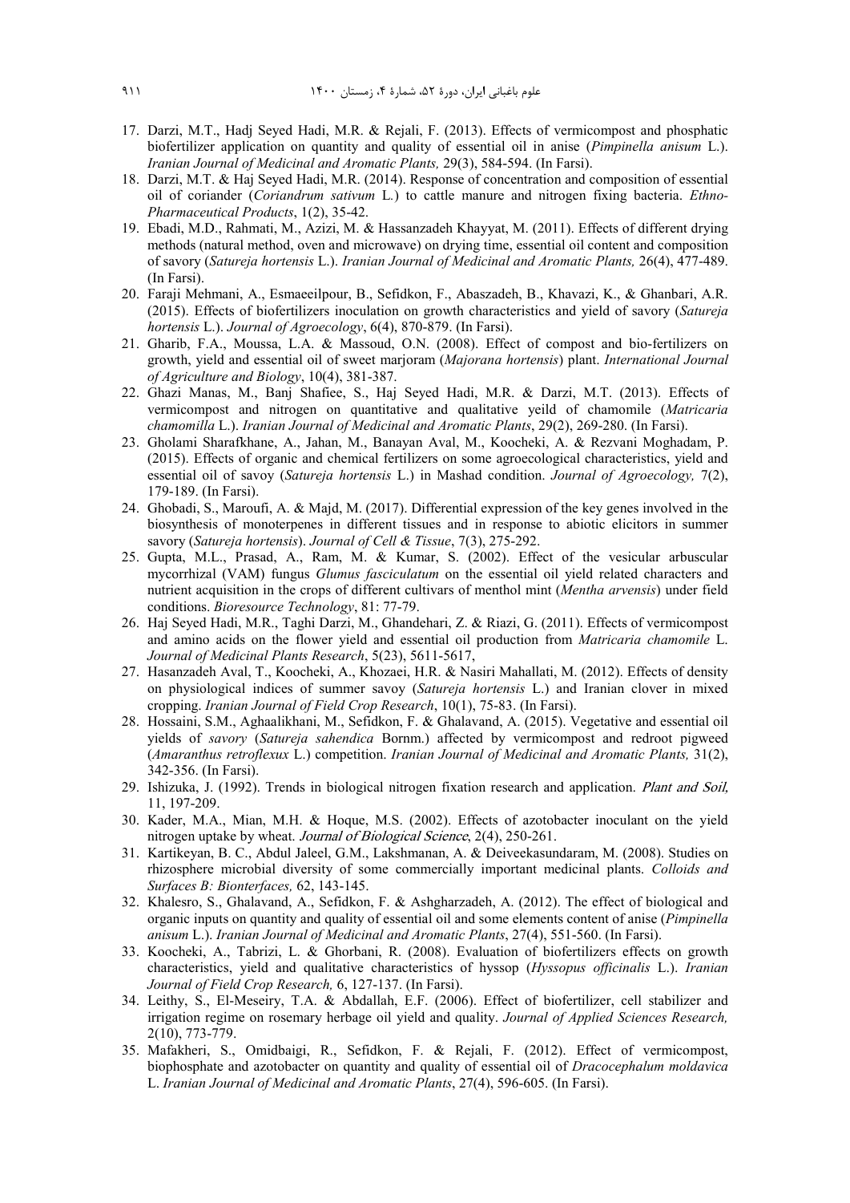17. Darzi, M.T., Hadj Seyed Hadi, M.R. & Rejali, F. (2013). Effects of vermicompost and phosphatic biofertilizer application on quantity and quality of essential oil in anise (*Pimpinella anisum* L.). *Iranian Journal of Medicinal and Aromatic Plants,* 29(3), 584-594. (In Farsi).
18. Darzi, M.T. & Haj Seyed Hadi, M.R. (2014). Response of concentration and composition of essential oil of coriander (*Coriandrum sativum* L.) to cattle manure and nitrogen fixing bacteria. *Ethno-Pharmaceutical Products*, 1(2), 35-42.
19. Ebadi, M.D., Rahmati, M., Azizi, M. & Hassanzadeh Khayyat, M. (2011). Effects of different drying methods (natural method, oven and microwave) on drying time, essential oil content and composition of savory (*Satureja hortensis* L.). *Iranian Journal of Medicinal and Aromatic Plants,* 26(4), 477-489. (In Farsi).
20. Faraji Mehmani, A., Esmaeeilpour, B., Sefidkon, F., Abaszadeh, B., Khavazi, K., & Ghanbari, A.R. (2015). Effects of biofertilizers inoculation on growth characteristics and yield of savory (*Satureja hortensis* L.). *Journal of Agroecology*, 6(4), 870-879. (In Farsi).
21. Gharib, F.A., Moussa, L.A. & Massoud, O.N. (2008). Effect of compost and bio-fertilizers on growth, yield and essential oil of sweet marjoram (*Majorana hortensis*) plant. *International Journal of Agriculture and Biology*, 10(4), 381-387.
22. Ghazi Manas, M., Banj Shafiee, S., Haj Seyed Hadi, M.R. & Darzi, M.T. (2013). Effects of vermicompost and nitrogen on quantitative and qualitative yeild of chamomile (*Matricaria chamomilla* L.). *Iranian Journal of Medicinal and Aromatic Plants*, 29(2), 269-280. (In Farsi).
23. Gholami Sharafkhane, A., Jahan, M., Banayan Aval, M., Koocheki, A. & Rezvani Moghadam, P. (2015). Effects of organic and chemical fertilizers on some agroecological characteristics, yield and essential oil of savoy (*Satureja hortensis* L.) in Mashad condition. *Journal of Agroecology,* 7(2), 179-189. (In Farsi).
24. Ghobadi, S., Maroufi, A. & Majd, M. (2017). Differential expression of the key genes involved in the biosynthesis of monoterpenes in different tissues and in response to abiotic elicitors in summer savory (*Satureja hortensis*). *Journal of Cell & Tissue*, 7(3), 275-292.
25. Gupta, M.L., Prasad, A., Ram, M. & Kumar, S. (2002). Effect of the vesicular arbuscular mycorrhizal (VAM) fungus *Glumus fasciculatum* on the essential oil yield related characters and nutrient acquisition in the crops of different cultivars of menthol mint (*Mentha arvensis*) under field conditions. *Bioresource Technology*, 81: 77-79.
26. Haj Seyed Hadi, M.R., Taghi Darzi, M., Ghandehari, Z. & Riazi, G. (2011). Effects of vermicompost and amino acids on the flower yield and essential oil production from *Matricaria chamomile* L. *Journal of Medicinal Plants Research*, 5(23), 5611-5617,
27. Hasanzadeh Aval, T., Koocheki, A., Khozaei, H.R. & Nasiri Mahallati, M. (2012). Effects of density on physiological indices of summer savoy (*Satureja hortensis* L.) and Iranian clover in mixed cropping. *Iranian Journal of Field Crop Research*, 10(1), 75-83. (In Farsi).
28. Hossaini, S.M., Aghaalikhani, M., Sefidkon, F. & Ghalavand, A. (2015). Vegetative and essential oil yields of *savory* (*Satureja sahendica* Bornm.) affected by vermicompost and redroot pigweed (*Amaranthus retroflexus* L.) competition. *Iranian Journal of Medicinal and Aromatic Plants,* 31(2), 342-356. (In Farsi).
29. Ishizuka, J. (1992). Trends in biological nitrogen fixation research and application. *Plant and Soil,* 11, 197-209.
30. Kader, M.A., Mian, M.H. & Hoque, M.S. (2002). Effects of azotobacter inoculant on the yield nitrogen uptake by wheat. *Journal of Biological Science*, 2(4), 250-261.
31. Kartikeyan, B. C., Abdul Jaleel, G.M., Lakshmanan, A. & Deiveekasundaram, M. (2008). Studies on rhizosphere microbial diversity of some commercially important medicinal plants. *Colloids and Surfaces B: Bionterfaces,* 62, 143-145.
32. Khalesro, S., Ghalavand, A., Sefidkon, F. & Ashgharzadeh, A. (2012). The effect of biological and organic inputs on quantity and quality of essential oil and some elements content of anise (*Pimpinella anisum* L.). *Iranian Journal of Medicinal and Aromatic Plants*, 27(4), 551-560. (In Farsi).
33. Koocheki, A., Tabrizi, L. & Ghorbani, R. (2008). Evaluation of biofertilizers effects on growth characteristics, yield and qualitative characteristics of hyssop (*Hyssopus officinalis* L.). *Iranian Journal of Field Crop Research,* 6, 127-137. (In Farsi).
34. Leithy, S., El-Meseiry, T.A. & Abdallah, E.F. (2006). Effect of biofertilizer, cell stabilizer and irrigation regime on rosemary herbage oil yield and quality. *Journal of Applied Sciences Research,* 2(10), 773-779.
35. Mafakheri, S., Omidbaigi, R., Sefidkon, F. & Rejali, F. (2012). Effect of vermicompost, biophosphate and azotobacter on quantity and quality of essential oil of *Dracocephalum moldavica* L. *Iranian Journal of Medicinal and Aromatic Plants*, 27(4), 596-605. (In Farsi).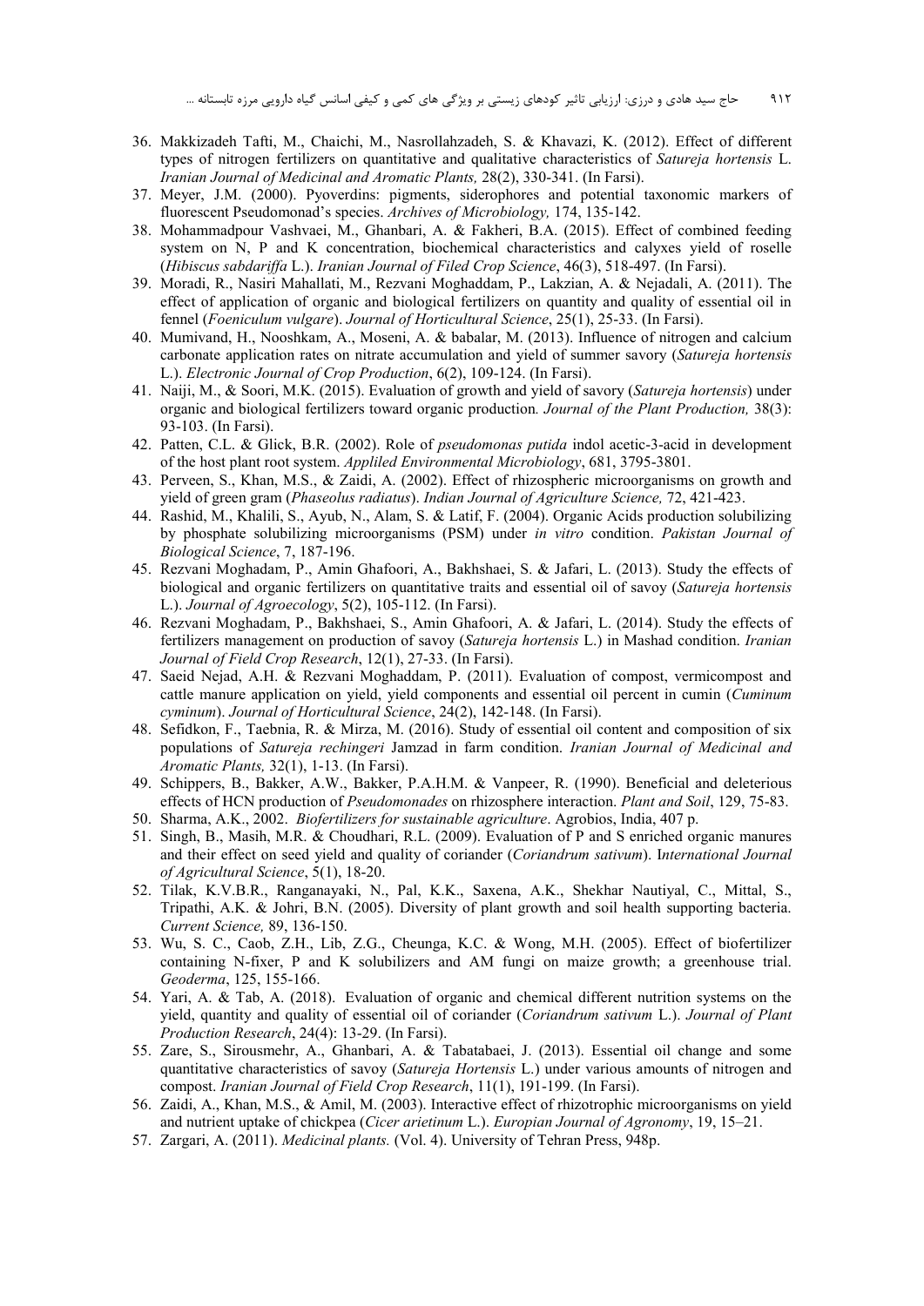36. Makkizadeh Tafti, M., Chaichi, M., Nasrollahzadeh, S. & Khavazi, K. (2012). Effect of different types of nitrogen fertilizers on quantitative and qualitative characteristics of *Satureja hortensis* L. *Iranian Journal of Medicinal and Aromatic Plants,* 28(2), 330-341. (In Farsi).
37. Meyer, J.M. (2000). Pyoverdins: pigments, siderophores and potential taxonomic markers of fluorescent Pseudomonad's species. *Archives of Microbiology,* 174, 135-142.
38. Mohammadpour Vashvaei, M., Ghanbari, A. & Fakheri, B.A. (2015). Effect of combined feeding system on N, P and K concentration, biochemical characteristics and calyxes yield of roselle (*Hibiscus sabdariffa* L.). *Iranian Journal of Filed Crop Science*, 46(3), 518-497. (In Farsi).
39. Moradi, R., Nasiri Mahallati, M., Rezvani Moghaddam, P., Lakzian, A. & Nejadali, A. (2011). The effect of application of organic and biological fertilizers on quantity and quality of essential oil in fennel (*Foeniculum vulgare*). *Journal of Horticultural Science*, 25(1), 25-33. (In Farsi).
40. Mumivand, H., Nooshkam, A., Moseni, A. & babalar, M. (2013). Influence of nitrogen and calcium carbonate application rates on nitrate accumulation and yield of summer savory (*Satureja hortensis* L.). *Electronic Journal of Crop Production*, 6(2), 109-124. (In Farsi).
41. Naiji, M., & Soori, M.K. (2015). Evaluation of growth and yield of savory (*Satureja hortensis*) under organic and biological fertilizers toward organic production*. Journal of the Plant Production,* 38(3): 93-103. (In Farsi).
42. Patten, C.L. & Glick, B.R. (2002). Role of *pseudomonas putida* indol acetic-3-acid in development of the host plant root system. *Appliled Environmental Microbiology*, 681, 3795-3801.
43. Perveen, S., Khan, M.S., & Zaidi, A. (2002). Effect of rhizospheric microorganisms on growth and yield of green gram (*Phaseolus radiatus*). *Indian Journal of Agriculture Science,* 72, 421-423.
44. Rashid, M., Khalili, S., Ayub, N., Alam, S. & Latif, F. (2004). Organic Acids production solubilizing by phosphate solubilizing microorganisms (PSM) under *in vitro* condition. *Pakistan Journal of Biological Science*, 7, 187-196.
45. Rezvani Moghadam, P., Amin Ghafoori, A., Bakhshaei, S. & Jafari, L. (2013). Study the effects of biological and organic fertilizers on quantitative traits and essential oil of savoy (*Satureja hortensis* L.). *Journal of Agroecology*, 5(2), 105-112. (In Farsi).
46. Rezvani Moghadam, P., Bakhshaei, S., Amin Ghafoori, A. & Jafari, L. (2014). Study the effects of fertilizers management on production of savoy (*Satureja hortensis* L.) in Mashad condition. *Iranian Journal of Field Crop Research*, 12(1), 27-33. (In Farsi).
47. Saeid Nejad, A.H. & Rezvani Moghaddam, P. (2011). Evaluation of compost, vermicompost and cattle manure application on yield, yield components and essential oil percent in cumin (*Cuminum cyminum*). *Journal of Horticultural Science*, 24(2), 142-148. (In Farsi).
48. Sefidkon, F., Taebnia, R. & Mirza, M. (2016). Study of essential oil content and composition of six populations of *Satureja rechingeri* Jamzad in farm condition. *Iranian Journal of Medicinal and Aromatic Plants,* 32(1), 1-13. (In Farsi).
49. Schippers, B., Bakker, A.W., Bakker, P.A.H.M. & Vanpeer, R. (1990). Beneficial and deleterious effects of HCN production of *Pseudomonades* on rhizosphere interaction. *Plant and Soil*, 129, 75-83.
50. Sharma, A.K., 2002. *Biofertilizers for sustainable agriculture*. Agrobios, India, 407 p.
51. Singh, B., Masih, M.R. & Choudhari, R.L. (2009). Evaluation of P and S enriched organic manures and their effect on seed yield and quality of coriander (*Coriandrum sativum*). I*nternational Journal of Agricultural Science*, 5(1), 18-20.
52. Tilak, K.V.B.R., Ranganayaki, N., Pal, K.K., Saxena, A.K., Shekhar Nautiyal, C., Mittal, S., Tripathi, A.K. & Johri, B.N. (2005). Diversity of plant growth and soil health supporting bacteria. *Current Science,* 89, 136-150.
53. Wu, S. C., Caob, Z.H., Lib, Z.G., Cheunga, K.C. & Wong, M.H. (2005). Effect of biofertilizer containing N-fixer, P and K solubilizers and AM fungi on maize growth; a greenhouse trial. *Geoderma*, 125, 155-166.
54. Yari, A. & Tab, A. (2018). Evaluation of organic and chemical different nutrition systems on the yield, quantity and quality of essential oil of coriander (*Coriandrum sativum* L.). *Journal of Plant Production Research*, 24(4): 13-29. (In Farsi).
55. Zare, S., Sirousmehr, A., Ghanbari, A. & Tabatabaei, J. (2013). Essential oil change and some quantitative characteristics of savoy (*Satureja Hortensis* L.) under various amounts of nitrogen and compost. *Iranian Journal of Field Crop Research*, 11(1), 191-199. (In Farsi).
56. Zaidi, A., Khan, M.S., & Amil, M. (2003). Interactive effect of rhizotrophic microorganisms on yield and nutrient uptake of chickpea (*Cicer arietinum* L.). *Europian Journal of Agronomy*, 19, 15–21.
57. Zargari, A. (2011). *Medicinal plants.* (Vol. 4). University of Tehran Press, 948p.